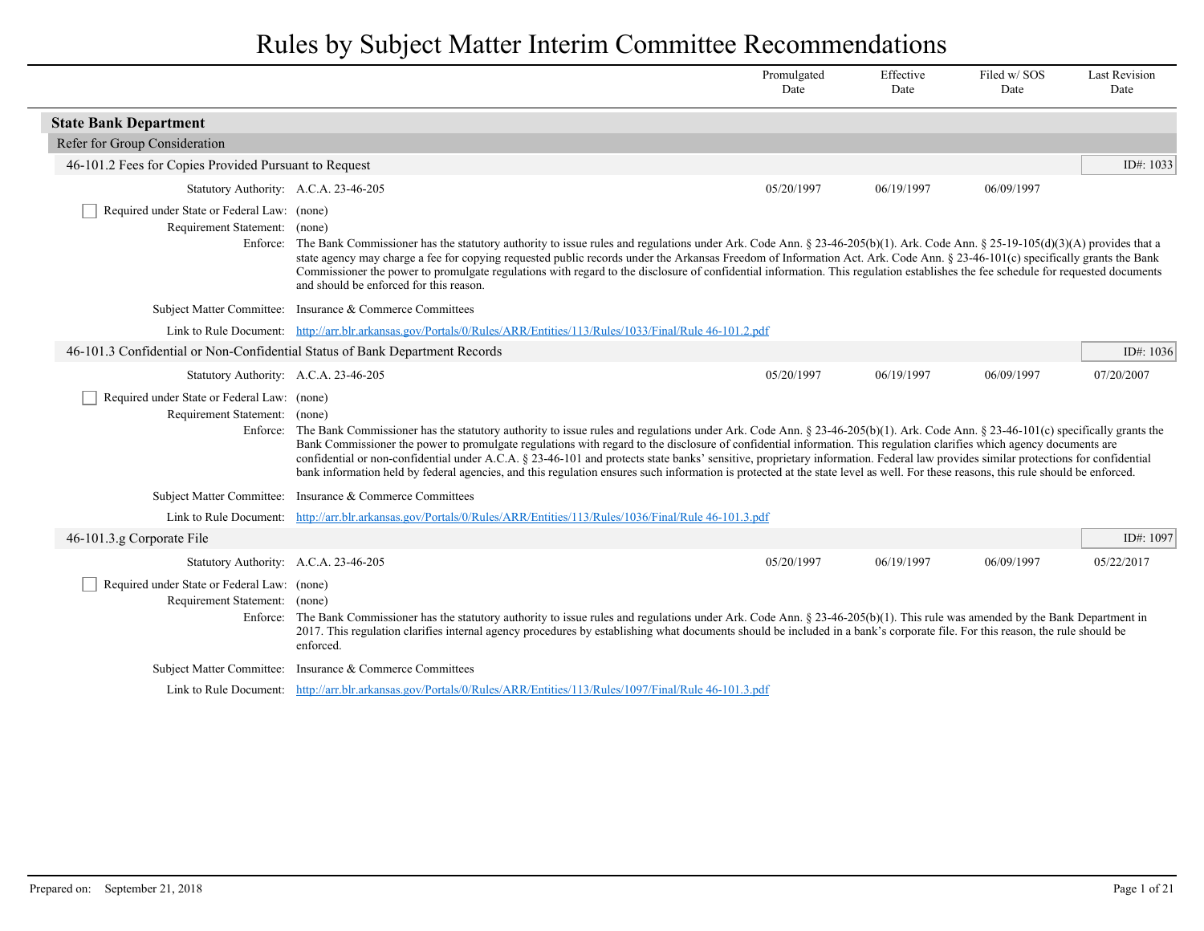# Rules by Subject Matter Interim Committee Recommendations

| | Promulgated Date | Effective Date | Filed w/ SOS Date | Last Revision Date |
|---|---|---|---|---|

## State Bank Department

### Refer for Group Consideration

#### 46-101.2 Fees for Copies Provided Pursuant to Request

ID#: 1033

| | Promulgated Date | Effective Date | Filed w/ SOS Date | Last Revision Date |
|---|---|---|---|---|
| Statutory Authority: A.C.A. 23-46-205 | 05/20/1997 | 06/19/1997 | 06/09/1997 | |

- [ ] Required under State or Federal Law: (none)

Requirement Statement: (none)

Enforce: The Bank Commissioner has the statutory authority to issue rules and regulations under Ark. Code Ann. § 23-46-205(b)(1). Ark. Code Ann. § 25-19-105(d)(3)(A) provides that a state agency may charge a fee for copying requested public records under the Arkansas Freedom of Information Act. Ark. Code Ann. § 23-46-101(c) specifically grants the Bank Commissioner the power to promulgate regulations with regard to the disclosure of confidential information. This regulation establishes the fee schedule for requested documents and should be enforced for this reason.

Subject Matter Committee: Insurance & Commerce Committees

Link to Rule Document: [http://arr.blr.arkansas.gov/Portals/0/Rules/ARR/Entities/113/Rules/1033/Final/Rule 46-101.2.pdf](http://arr.blr.arkansas.gov/Portals/0/Rules/ARR/Entities/113/Rules/1033/Final/Rule 46-101.2.pdf)

#### 46-101.3 Confidential or Non-Confidential Status of Bank Department Records

ID#: 1036

| | Promulgated Date | Effective Date | Filed w/ SOS Date | Last Revision Date |
|---|---|---|---|---|
| Statutory Authority: A.C.A. 23-46-205 | 05/20/1997 | 06/19/1997 | 06/09/1997 | 07/20/2007 |

- [ ] Required under State or Federal Law: (none)

Requirement Statement: (none)

Enforce: The Bank Commissioner has the statutory authority to issue rules and regulations under Ark. Code Ann. § 23-46-205(b)(1). Ark. Code Ann. § 23-46-101(c) specifically grants the Bank Commissioner the power to promulgate regulations with regard to the disclosure of confidential information. This regulation clarifies which agency documents are confidential or non-confidential under A.C.A. § 23-46-101 and protects state banks' sensitive, proprietary information. Federal law provides similar protections for confidential bank information held by federal agencies, and this regulation ensures such information is protected at the state level as well. For these reasons, this rule should be enforced.

Subject Matter Committee: Insurance & Commerce Committees

Link to Rule Document: [http://arr.blr.arkansas.gov/Portals/0/Rules/ARR/Entities/113/Rules/1036/Final/Rule 46-101.3.pdf](http://arr.blr.arkansas.gov/Portals/0/Rules/ARR/Entities/113/Rules/1036/Final/Rule 46-101.3.pdf)

#### 46-101.3.g Corporate File

ID#: 1097

| | Promulgated Date | Effective Date | Filed w/ SOS Date | Last Revision Date |
|---|---|---|---|---|
| Statutory Authority: A.C.A. 23-46-205 | 05/20/1997 | 06/19/1997 | 06/09/1997 | 05/22/2017 |

- [ ] Required under State or Federal Law: (none)

Requirement Statement: (none)

Enforce: The Bank Commissioner has the statutory authority to issue rules and regulations under Ark. Code Ann. § 23-46-205(b)(1). This rule was amended by the Bank Department in 2017. This regulation clarifies internal agency procedures by establishing what documents should be included in a bank's corporate file. For this reason, the rule should be enforced.

Subject Matter Committee: Insurance & Commerce Committees

Link to Rule Document: [http://arr.blr.arkansas.gov/Portals/0/Rules/ARR/Entities/113/Rules/1097/Final/Rule 46-101.3.pdf](http://arr.blr.arkansas.gov/Portals/0/Rules/ARR/Entities/113/Rules/1097/Final/Rule 46-101.3.pdf)

Prepared on: September 21, 2018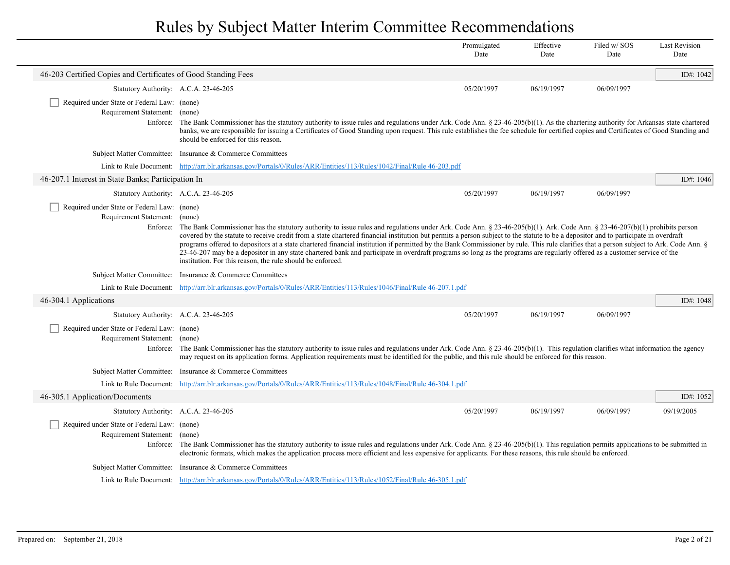# Rules by Subject Matter Interim Committee Recommendations

| | Promulgated Date | Effective Date | Filed w/ SOS Date | Last Revision Date |
|---|---|---|---|---|

## 46-203 Certified Copies and Certificates of Good Standing Fees

ID#: 1042

| | Promulgated Date | Effective Date | Filed w/ SOS Date | Last Revision Date |
|---|---|---|---|---|
| Statutory Authority: A.C.A. 23-46-205 | 05/20/1997 | 06/19/1997 | 06/09/1997 | |

- [ ] Required under State or Federal Law: (none)

Requirement Statement: (none)

Enforce: The Bank Commissioner has the statutory authority to issue rules and regulations under Ark. Code Ann. § 23-46-205(b)(1). As the chartering authority for Arkansas state chartered banks, we are responsible for issuing a Certificates of Good Standing upon request. This rule establishes the fee schedule for certified copies and Certificates of Good Standing and should be enforced for this reason.

Subject Matter Committee: Insurance & Commerce Committees

Link to Rule Document: [http://arr.blr.arkansas.gov/Portals/0/Rules/ARR/Entities/113/Rules/1042/Final/Rule 46-203.pdf](http://arr.blr.arkansas.gov/Portals/0/Rules/ARR/Entities/113/Rules/1042/Final/Rule 46-203.pdf)

## 46-207.1 Interest in State Banks; Participation In

ID#: 1046

| | Promulgated Date | Effective Date | Filed w/ SOS Date | Last Revision Date |
|---|---|---|---|---|
| Statutory Authority: A.C.A. 23-46-205 | 05/20/1997 | 06/19/1997 | 06/09/1997 | |

- [ ] Required under State or Federal Law: (none)

Requirement Statement: (none)

Enforce: The Bank Commissioner has the statutory authority to issue rules and regulations under Ark. Code Ann. § 23-46-205(b)(1). Ark. Code Ann. § 23-46-207(b)(1) prohibits person covered by the statute to receive credit from a state chartered financial institution but permits a person subject to the statute to be a depositor and to participate in overdraft programs offered to depositors at a state chartered financial institution if permitted by the Bank Commissioner by rule. This rule clarifies that a person subject to Ark. Code Ann. § 23-46-207 may be a depositor in any state chartered bank and participate in overdraft programs so long as the programs are regularly offered as a customer service of the institution. For this reason, the rule should be enforced.

Subject Matter Committee: Insurance & Commerce Committees

Link to Rule Document: [http://arr.blr.arkansas.gov/Portals/0/Rules/ARR/Entities/113/Rules/1046/Final/Rule 46-207.1.pdf](http://arr.blr.arkansas.gov/Portals/0/Rules/ARR/Entities/113/Rules/1046/Final/Rule 46-207.1.pdf)

## 46-304.1 Applications

ID#: 1048

| | Promulgated Date | Effective Date | Filed w/ SOS Date | Last Revision Date |
|---|---|---|---|---|
| Statutory Authority: A.C.A. 23-46-205 | 05/20/1997 | 06/19/1997 | 06/09/1997 | |

- [ ] Required under State or Federal Law: (none)

Requirement Statement: (none)

Enforce: The Bank Commissioner has the statutory authority to issue rules and regulations under Ark. Code Ann. § 23-46-205(b)(1). This regulation clarifies what information the agency may request on its application forms. Application requirements must be identified for the public, and this rule should be enforced for this reason.

Subject Matter Committee: Insurance & Commerce Committees

Link to Rule Document: [http://arr.blr.arkansas.gov/Portals/0/Rules/ARR/Entities/113/Rules/1048/Final/Rule 46-304.1.pdf](http://arr.blr.arkansas.gov/Portals/0/Rules/ARR/Entities/113/Rules/1048/Final/Rule 46-304.1.pdf)

## 46-305.1 Application/Documents

ID#: 1052

| | Promulgated Date | Effective Date | Filed w/ SOS Date | Last Revision Date |
|---|---|---|---|---|
| Statutory Authority: A.C.A. 23-46-205 | 05/20/1997 | 06/19/1997 | 06/09/1997 | 09/19/2005 |

- [ ] Required under State or Federal Law: (none)

Requirement Statement: (none)

Enforce: The Bank Commissioner has the statutory authority to issue rules and regulations under Ark. Code Ann. § 23-46-205(b)(1). This regulation permits applications to be submitted in electronic formats, which makes the application process more efficient and less expensive for applicants. For these reasons, this rule should be enforced.

Subject Matter Committee: Insurance & Commerce Committees

Link to Rule Document: [http://arr.blr.arkansas.gov/Portals/0/Rules/ARR/Entities/113/Rules/1052/Final/Rule 46-305.1.pdf](http://arr.blr.arkansas.gov/Portals/0/Rules/ARR/Entities/113/Rules/1052/Final/Rule 46-305.1.pdf)

Prepared on: September 21, 2018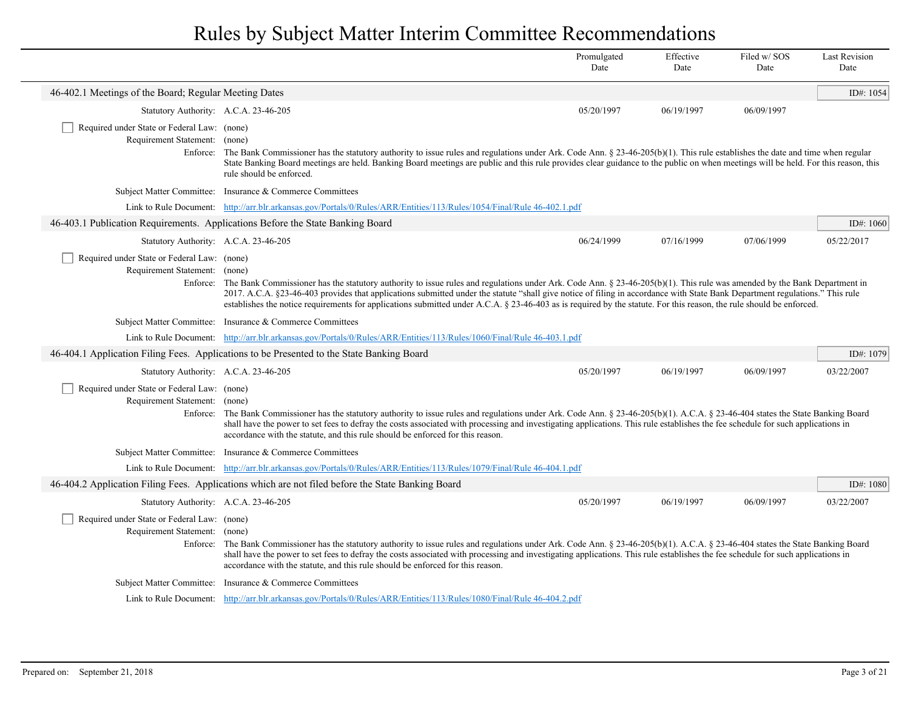| | Promulgated Date | Effective Date | Filed w/ SOS Date | Last Revision Date |
|---|---|---|---|---|

## 46-402.1 Meetings of the Board; Regular Meeting Dates

ID#: 1054

| Statutory Authority: A.C.A. 23-46-205 | 05/20/1997 | 06/19/1997 | 06/09/1997 | |
|---|---|---|---|---|

☐ Required under State or Federal Law: (none)

Requirement Statement: (none)

Enforce: The Bank Commissioner has the statutory authority to issue rules and regulations under Ark. Code Ann. § 23-46-205(b)(1). This rule establishes the date and time when regular State Banking Board meetings are held. Banking Board meetings are public and this rule provides clear guidance to the public on when meetings will be held. For this reason, this rule should be enforced.

Subject Matter Committee: Insurance & Commerce Committees

Link to Rule Document: http://arr.blr.arkansas.gov/Portals/0/Rules/ARR/Entities/113/Rules/1054/Final/Rule 46-402.1.pdf

## 46-403.1 Publication Requirements. Applications Before the State Banking Board

ID#: 1060

| Statutory Authority: A.C.A. 23-46-205 | 06/24/1999 | 07/16/1999 | 07/06/1999 | 05/22/2017 |
|---|---|---|---|---|

☐ Required under State or Federal Law: (none)

Requirement Statement: (none)

Enforce: The Bank Commissioner has the statutory authority to issue rules and regulations under Ark. Code Ann. § 23-46-205(b)(1). This rule was amended by the Bank Department in 2017. A.C.A. §23-46-403 provides that applications submitted under the statute "shall give notice of filing in accordance with State Bank Department regulations." This rule establishes the notice requirements for applications submitted under A.C.A. § 23-46-403 as is required by the statute. For this reason, the rule should be enforced.

Subject Matter Committee: Insurance & Commerce Committees

Link to Rule Document: http://arr.blr.arkansas.gov/Portals/0/Rules/ARR/Entities/113/Rules/1060/Final/Rule 46-403.1.pdf

## 46-404.1 Application Filing Fees. Applications to be Presented to the State Banking Board

ID#: 1079

| Statutory Authority: A.C.A. 23-46-205 | 05/20/1997 | 06/19/1997 | 06/09/1997 | 03/22/2007 |
|---|---|---|---|---|

☐ Required under State or Federal Law: (none)

Requirement Statement: (none)

Enforce: The Bank Commissioner has the statutory authority to issue rules and regulations under Ark. Code Ann. § 23-46-205(b)(1). A.C.A. § 23-46-404 states the State Banking Board shall have the power to set fees to defray the costs associated with processing and investigating applications. This rule establishes the fee schedule for such applications in accordance with the statute, and this rule should be enforced for this reason.

Subject Matter Committee: Insurance & Commerce Committees

Link to Rule Document: http://arr.blr.arkansas.gov/Portals/0/Rules/ARR/Entities/113/Rules/1079/Final/Rule 46-404.1.pdf

## 46-404.2 Application Filing Fees. Applications which are not filed before the State Banking Board

ID#: 1080

| Statutory Authority: A.C.A. 23-46-205 | 05/20/1997 | 06/19/1997 | 06/09/1997 | 03/22/2007 |
|---|---|---|---|---|

☐ Required under State or Federal Law: (none)

Requirement Statement: (none)

Enforce: The Bank Commissioner has the statutory authority to issue rules and regulations under Ark. Code Ann. § 23-46-205(b)(1). A.C.A. § 23-46-404 states the State Banking Board shall have the power to set fees to defray the costs associated with processing and investigating applications. This rule establishes the fee schedule for such applications in accordance with the statute, and this rule should be enforced for this reason.

Subject Matter Committee: Insurance & Commerce Committees

Link to Rule Document: http://arr.blr.arkansas.gov/Portals/0/Rules/ARR/Entities/113/Rules/1080/Final/Rule 46-404.2.pdf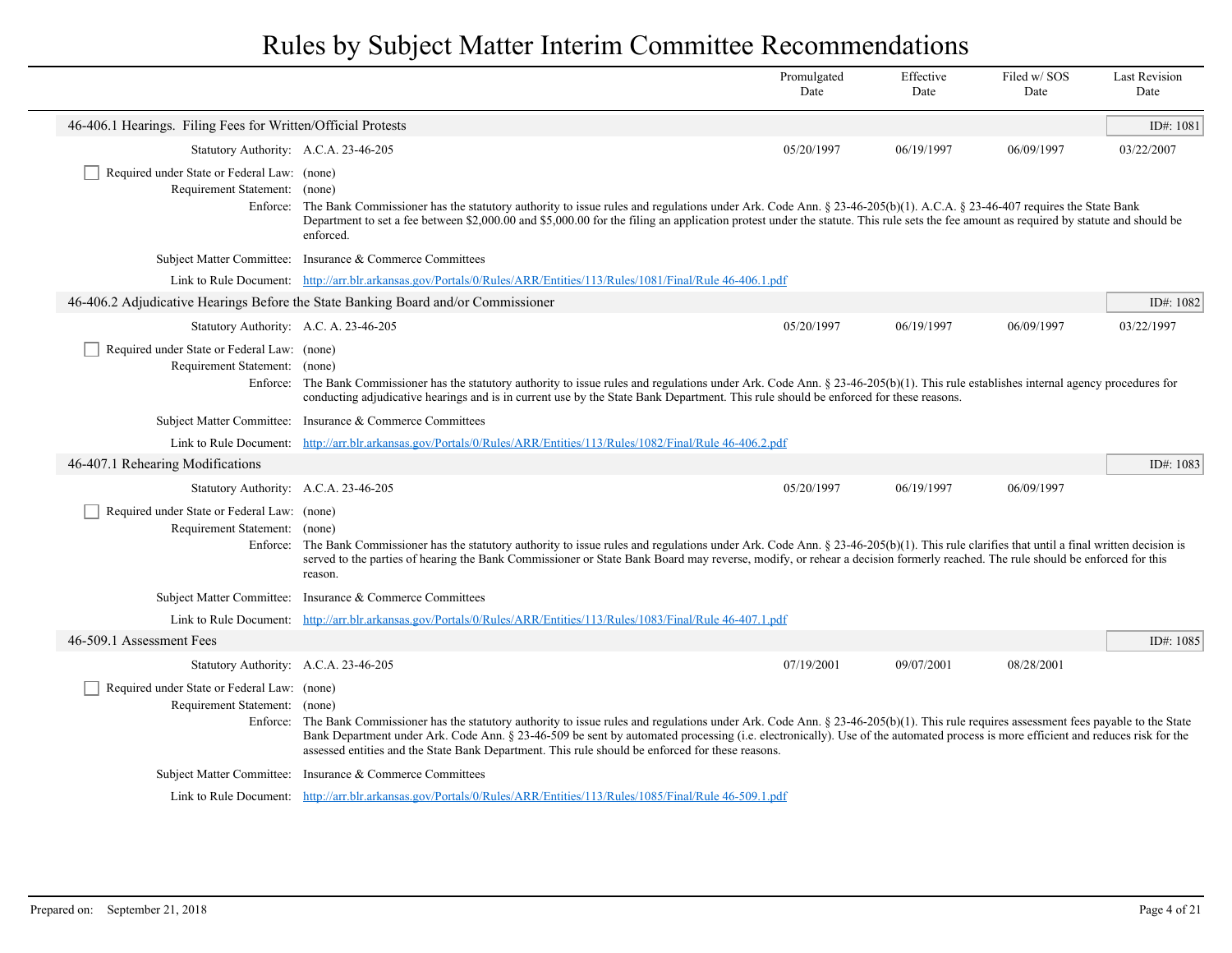# Rules by Subject Matter Interim Committee Recommendations

| | Promulgated Date | Effective Date | Filed w/ SOS Date | Last Revision Date |
|---|---|---|---|---|

## 46-406.1 Hearings. Filing Fees for Written/Official Protests

ID#: 1081

| | Promulgated Date | Effective Date | Filed w/ SOS Date | Last Revision Date |
|---|---|---|---|---|
| Statutory Authority: A.C.A. 23-46-205 | 05/20/1997 | 06/19/1997 | 06/09/1997 | 03/22/2007 |

☐ Required under State or Federal Law: (none)

Requirement Statement: (none)

Enforce: The Bank Commissioner has the statutory authority to issue rules and regulations under Ark. Code Ann. § 23-46-205(b)(1). A.C.A. § 23-46-407 requires the State Bank Department to set a fee between $2,000.00 and $5,000.00 for the filing an application protest under the statute. This rule sets the fee amount as required by statute and should be enforced.

Subject Matter Committee: Insurance & Commerce Committees

Link to Rule Document: [http://arr.blr.arkansas.gov/Portals/0/Rules/ARR/Entities/113/Rules/1081/Final/Rule 46-406.1.pdf](http://arr.blr.arkansas.gov/Portals/0/Rules/ARR/Entities/113/Rules/1081/Final/Rule 46-406.1.pdf)

## 46-406.2 Adjudicative Hearings Before the State Banking Board and/or Commissioner

ID#: 1082

| | Promulgated Date | Effective Date | Filed w/ SOS Date | Last Revision Date |
|---|---|---|---|---|
| Statutory Authority: A.C. A. 23-46-205 | 05/20/1997 | 06/19/1997 | 06/09/1997 | 03/22/1997 |

☐ Required under State or Federal Law: (none)

Requirement Statement: (none)

Enforce: The Bank Commissioner has the statutory authority to issue rules and regulations under Ark. Code Ann. § 23-46-205(b)(1). This rule establishes internal agency procedures for conducting adjudicative hearings and is in current use by the State Bank Department. This rule should be enforced for these reasons.

Subject Matter Committee: Insurance & Commerce Committees

Link to Rule Document: [http://arr.blr.arkansas.gov/Portals/0/Rules/ARR/Entities/113/Rules/1082/Final/Rule 46-406.2.pdf](http://arr.blr.arkansas.gov/Portals/0/Rules/ARR/Entities/113/Rules/1082/Final/Rule 46-406.2.pdf)

## 46-407.1 Rehearing Modifications

ID#: 1083

| | Promulgated Date | Effective Date | Filed w/ SOS Date | Last Revision Date |
|---|---|---|---|---|
| Statutory Authority: A.C.A. 23-46-205 | 05/20/1997 | 06/19/1997 | 06/09/1997 | |

☐ Required under State or Federal Law: (none)

Requirement Statement: (none)

Enforce: The Bank Commissioner has the statutory authority to issue rules and regulations under Ark. Code Ann. § 23-46-205(b)(1). This rule clarifies that until a final written decision is served to the parties of hearing the Bank Commissioner or State Bank Board may reverse, modify, or rehear a decision formerly reached. The rule should be enforced for this reason.

Subject Matter Committee: Insurance & Commerce Committees

Link to Rule Document: [http://arr.blr.arkansas.gov/Portals/0/Rules/ARR/Entities/113/Rules/1083/Final/Rule 46-407.1.pdf](http://arr.blr.arkansas.gov/Portals/0/Rules/ARR/Entities/113/Rules/1083/Final/Rule 46-407.1.pdf)

## 46-509.1 Assessment Fees

ID#: 1085

| | Promulgated Date | Effective Date | Filed w/ SOS Date | Last Revision Date |
|---|---|---|---|---|
| Statutory Authority: A.C.A. 23-46-205 | 07/19/2001 | 09/07/2001 | 08/28/2001 | |

☐ Required under State or Federal Law: (none)

Requirement Statement: (none)

Enforce: The Bank Commissioner has the statutory authority to issue rules and regulations under Ark. Code Ann. § 23-46-205(b)(1). This rule requires assessment fees payable to the State Bank Department under Ark. Code Ann. § 23-46-509 be sent by automated processing (i.e. electronically). Use of the automated process is more efficient and reduces risk for the assessed entities and the State Bank Department. This rule should be enforced for these reasons.

Subject Matter Committee: Insurance & Commerce Committees

Link to Rule Document: [http://arr.blr.arkansas.gov/Portals/0/Rules/ARR/Entities/113/Rules/1085/Final/Rule 46-509.1.pdf](http://arr.blr.arkansas.gov/Portals/0/Rules/ARR/Entities/113/Rules/1085/Final/Rule 46-509.1.pdf)

Prepared on: September 21, 2018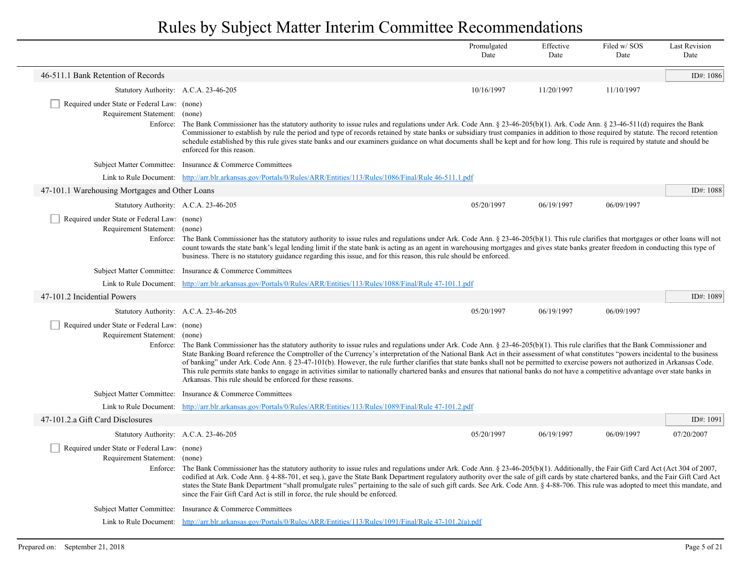# Rules by Subject Matter Interim Committee Recommendations

| | Promulgated Date | Effective Date | Filed w/ SOS Date | Last Revision Date |
|---|---|---|---|---|

## 46-511.1 Bank Retention of Records

ID#: 1086

| | Promulgated Date | Effective Date | Filed w/ SOS Date | Last Revision Date |
|---|---|---|---|---|
| Statutory Authority: A.C.A. 23-46-205 | 10/16/1997 | 11/20/1997 | 11/10/1997 | |

☐ Required under State or Federal Law: (none)

Requirement Statement: (none)

Enforce: The Bank Commissioner has the statutory authority to issue rules and regulations under Ark. Code Ann. § 23-46-205(b)(1). Ark. Code Ann. § 23-46-511(d) requires the Bank Commissioner to establish by rule the period and type of records retained by state banks or subsidiary trust companies in addition to those required by statute. The record retention schedule established by this rule gives state banks and our examiners guidance on what documents shall be kept and for how long. This rule is required by statute and should be enforced for this reason.

Subject Matter Committee: Insurance & Commerce Committees

Link to Rule Document: http://arr.blr.arkansas.gov/Portals/0/Rules/ARR/Entities/113/Rules/1086/Final/Rule 46-511.1.pdf

## 47-101.1 Warehousing Mortgages and Other Loans

ID#: 1088

| | Promulgated Date | Effective Date | Filed w/ SOS Date | Last Revision Date |
|---|---|---|---|---|
| Statutory Authority: A.C.A. 23-46-205 | 05/20/1997 | 06/19/1997 | 06/09/1997 | |

☐ Required under State or Federal Law: (none)

Requirement Statement: (none)

Enforce: The Bank Commissioner has the statutory authority to issue rules and regulations under Ark. Code Ann. § 23-46-205(b)(1). This rule clarifies that mortgages or other loans will not count towards the state bank's legal lending limit if the state bank is acting as an agent in warehousing mortgages and gives state banks greater freedom in conducting this type of business. There is no statutory guidance regarding this issue, and for this reason, this rule should be enforced.

Subject Matter Committee: Insurance & Commerce Committees

Link to Rule Document: http://arr.blr.arkansas.gov/Portals/0/Rules/ARR/Entities/113/Rules/1088/Final/Rule 47-101.1.pdf

## 47-101.2 Incidential Powers

ID#: 1089

| | Promulgated Date | Effective Date | Filed w/ SOS Date | Last Revision Date |
|---|---|---|---|---|
| Statutory Authority: A.C.A. 23-46-205 | 05/20/1997 | 06/19/1997 | 06/09/1997 | |

☐ Required under State or Federal Law: (none)

Requirement Statement: (none)

Enforce: The Bank Commissioner has the statutory authority to issue rules and regulations under Ark. Code Ann. § 23-46-205(b)(1). This rule clarifies that the Bank Commissioner and State Banking Board reference the Comptroller of the Currency's interpretation of the National Bank Act in their assessment of what constitutes "powers incidental to the business of banking" under Ark. Code Ann. § 23-47-101(b). However, the rule further clarifies that state banks shall not be permitted to exercise powers not authorized in Arkansas Code. This rule permits state banks to engage in activities similar to nationally chartered banks and ensures that national banks do not have a competitive advantage over state banks in Arkansas. This rule should be enforced for these reasons.

Subject Matter Committee: Insurance & Commerce Committees

Link to Rule Document: http://arr.blr.arkansas.gov/Portals/0/Rules/ARR/Entities/113/Rules/1089/Final/Rule 47-101.2.pdf

## 47-101.2.a Gift Card Disclosures

ID#: 1091

| | Promulgated Date | Effective Date | Filed w/ SOS Date | Last Revision Date |
|---|---|---|---|---|
| Statutory Authority: A.C.A. 23-46-205 | 05/20/1997 | 06/19/1997 | 06/09/1997 | 07/20/2007 |

☐ Required under State or Federal Law: (none)

Requirement Statement: (none)

Enforce: The Bank Commissioner has the statutory authority to issue rules and regulations under Ark. Code Ann. § 23-46-205(b)(1). Additionally, the Fair Gift Card Act (Act 304 of 2007, codified at Ark. Code Ann. § 4-88-701, et seq.), gave the State Bank Department regulatory authority over the sale of gift cards by state chartered banks, and the Fair Gift Card Act states the State Bank Department "shall promulgate rules" pertaining to the sale of such gift cards. See Ark. Code Ann. § 4-88-706. This rule was adopted to meet this mandate, and since the Fair Gift Card Act is still in force, the rule should be enforced.

Subject Matter Committee: Insurance & Commerce Committees

Link to Rule Document: http://arr.blr.arkansas.gov/Portals/0/Rules/ARR/Entities/113/Rules/1091/Final/Rule 47-101.2(a).pdf

Prepared on: September 21, 2018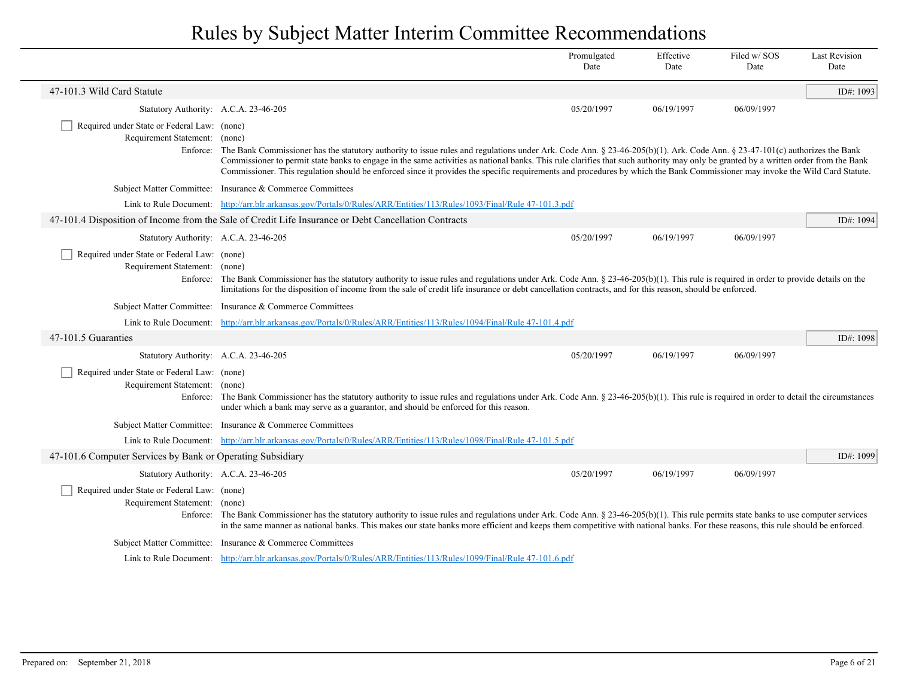| | Promulgated Date | Effective Date | Filed w/ SOS Date | Last Revision Date |
|---|---|---|---|---|

## 47-101.3 Wild Card Statute

ID#: 1093

Statutory Authority: A.C.A. 23-46-205

| Promulgated Date | Effective Date | Filed w/ SOS Date | Last Revision Date |
|---|---|---|---|
| 05/20/1997 | 06/19/1997 | 06/09/1997 | |

☐ Required under State or Federal Law: (none)

Requirement Statement: (none)

Enforce: The Bank Commissioner has the statutory authority to issue rules and regulations under Ark. Code Ann. § 23-46-205(b)(1). Ark. Code Ann. § 23-47-101(c) authorizes the Bank Commissioner to permit state banks to engage in the same activities as national banks. This rule clarifies that such authority may only be granted by a written order from the Bank Commissioner. This regulation should be enforced since it provides the specific requirements and procedures by which the Bank Commissioner may invoke the Wild Card Statute.

Subject Matter Committee: Insurance & Commerce Committees

Link to Rule Document: [http://arr.blr.arkansas.gov/Portals/0/Rules/ARR/Entities/113/Rules/1093/Final/Rule 47-101.3.pdf](http://arr.blr.arkansas.gov/Portals/0/Rules/ARR/Entities/113/Rules/1093/Final/Rule 47-101.3.pdf)

## 47-101.4 Disposition of Income from the Sale of Credit Life Insurance or Debt Cancellation Contracts

ID#: 1094

Statutory Authority: A.C.A. 23-46-205

| Promulgated Date | Effective Date | Filed w/ SOS Date | Last Revision Date |
|---|---|---|---|
| 05/20/1997 | 06/19/1997 | 06/09/1997 | |

☐ Required under State or Federal Law: (none)

Requirement Statement: (none)

Enforce: The Bank Commissioner has the statutory authority to issue rules and regulations under Ark. Code Ann. § 23-46-205(b)(1). This rule is required in order to provide details on the limitations for the disposition of income from the sale of credit life insurance or debt cancellation contracts, and for this reason, should be enforced.

Subject Matter Committee: Insurance & Commerce Committees

Link to Rule Document: [http://arr.blr.arkansas.gov/Portals/0/Rules/ARR/Entities/113/Rules/1094/Final/Rule 47-101.4.pdf](http://arr.blr.arkansas.gov/Portals/0/Rules/ARR/Entities/113/Rules/1094/Final/Rule 47-101.4.pdf)

## 47-101.5 Guaranties

ID#: 1098

Statutory Authority: A.C.A. 23-46-205

| Promulgated Date | Effective Date | Filed w/ SOS Date | Last Revision Date |
|---|---|---|---|
| 05/20/1997 | 06/19/1997 | 06/09/1997 | |

☐ Required under State or Federal Law: (none)

Requirement Statement: (none)

Enforce: The Bank Commissioner has the statutory authority to issue rules and regulations under Ark. Code Ann. § 23-46-205(b)(1). This rule is required in order to detail the circumstances under which a bank may serve as a guarantor, and should be enforced for this reason.

Subject Matter Committee: Insurance & Commerce Committees

Link to Rule Document: [http://arr.blr.arkansas.gov/Portals/0/Rules/ARR/Entities/113/Rules/1098/Final/Rule 47-101.5.pdf](http://arr.blr.arkansas.gov/Portals/0/Rules/ARR/Entities/113/Rules/1098/Final/Rule 47-101.5.pdf)

## 47-101.6 Computer Services by Bank or Operating Subsidiary

ID#: 1099

Statutory Authority: A.C.A. 23-46-205

| Promulgated Date | Effective Date | Filed w/ SOS Date | Last Revision Date |
|---|---|---|---|
| 05/20/1997 | 06/19/1997 | 06/09/1997 | |

☐ Required under State or Federal Law: (none)

Requirement Statement: (none)

Enforce: The Bank Commissioner has the statutory authority to issue rules and regulations under Ark. Code Ann. § 23-46-205(b)(1). This rule permits state banks to use computer services in the same manner as national banks. This makes our state banks more efficient and keeps them competitive with national banks. For these reasons, this rule should be enforced.

Subject Matter Committee: Insurance & Commerce Committees

Link to Rule Document: [http://arr.blr.arkansas.gov/Portals/0/Rules/ARR/Entities/113/Rules/1099/Final/Rule 47-101.6.pdf](http://arr.blr.arkansas.gov/Portals/0/Rules/ARR/Entities/113/Rules/1099/Final/Rule 47-101.6.pdf)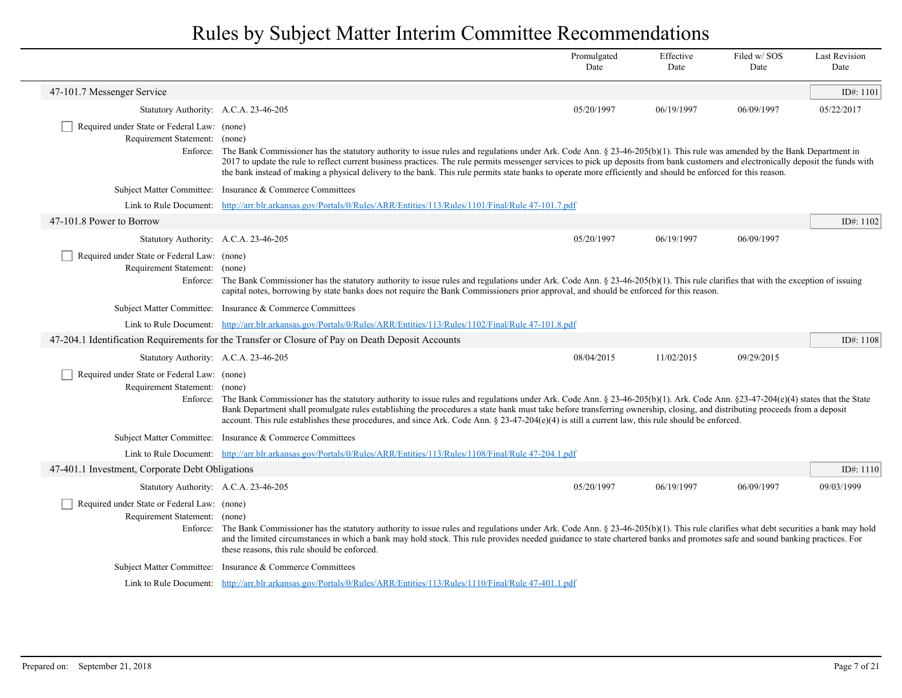# Rules by Subject Matter Interim Committee Recommendations

## 47-101.7 Messenger Service

ID#: 1101

| | Promulgated Date | Effective Date | Filed w/ SOS Date | Last Revision Date |
|---|---|---|---|---|
| Statutory Authority: A.C.A. 23-46-205 | 05/20/1997 | 06/19/1997 | 06/09/1997 | 05/22/2017 |

☐ Required under State or Federal Law: (none)

Requirement Statement: (none)

Enforce: The Bank Commissioner has the statutory authority to issue rules and regulations under Ark. Code Ann. § 23-46-205(b)(1). This rule was amended by the Bank Department in 2017 to update the rule to reflect current business practices. The rule permits messenger services to pick up deposits from bank customers and electronically deposit the funds with the bank instead of making a physical delivery to the bank. This rule permits state banks to operate more efficiently and should be enforced for this reason.

Subject Matter Committee: Insurance & Commerce Committees

Link to Rule Document: http://arr.blr.arkansas.gov/Portals/0/Rules/ARR/Entities/113/Rules/1101/Final/Rule 47-101.7.pdf

## 47-101.8 Power to Borrow

ID#: 1102

| | Promulgated Date | Effective Date | Filed w/ SOS Date | Last Revision Date |
|---|---|---|---|---|
| Statutory Authority: A.C.A. 23-46-205 | 05/20/1997 | 06/19/1997 | 06/09/1997 | |

☐ Required under State or Federal Law: (none)

Requirement Statement: (none)

Enforce: The Bank Commissioner has the statutory authority to issue rules and regulations under Ark. Code Ann. § 23-46-205(b)(1). This rule clarifies that with the exception of issuing capital notes, borrowing by state banks does not require the Bank Commissioners prior approval, and should be enforced for this reason.

Subject Matter Committee: Insurance & Commerce Committees

Link to Rule Document: http://arr.blr.arkansas.gov/Portals/0/Rules/ARR/Entities/113/Rules/1102/Final/Rule 47-101.8.pdf

## 47-204.1 Identification Requirements for the Transfer or Closure of Pay on Death Deposit Accounts

ID#: 1108

| | Promulgated Date | Effective Date | Filed w/ SOS Date | Last Revision Date |
|---|---|---|---|---|
| Statutory Authority: A.C.A. 23-46-205 | 08/04/2015 | 11/02/2015 | 09/29/2015 | |

☐ Required under State or Federal Law: (none)

Requirement Statement: (none)

Enforce: The Bank Commissioner has the statutory authority to issue rules and regulations under Ark. Code Ann. § 23-46-205(b)(1). Ark. Code Ann. §23-47-204(e)(4) states that the State Bank Department shall promulgate rules establishing the procedures a state bank must take before transferring ownership, closing, and distributing proceeds from a deposit account. This rule establishes these procedures, and since Ark. Code Ann. § 23-47-204(e)(4) is still a current law, this rule should be enforced.

Subject Matter Committee: Insurance & Commerce Committees

Link to Rule Document: http://arr.blr.arkansas.gov/Portals/0/Rules/ARR/Entities/113/Rules/1108/Final/Rule 47-204.1.pdf

## 47-401.1 Investment, Corporate Debt Obligations

ID#: 1110

| | Promulgated Date | Effective Date | Filed w/ SOS Date | Last Revision Date |
|---|---|---|---|---|
| Statutory Authority: A.C.A. 23-46-205 | 05/20/1997 | 06/19/1997 | 06/09/1997 | 09/03/1999 |

☐ Required under State or Federal Law: (none)

Requirement Statement: (none)

Enforce: The Bank Commissioner has the statutory authority to issue rules and regulations under Ark. Code Ann. § 23-46-205(b)(1). This rule clarifies what debt securities a bank may hold and the limited circumstances in which a bank may hold stock. This rule provides needed guidance to state chartered banks and promotes safe and sound banking practices. For these reasons, this rule should be enforced.

Subject Matter Committee: Insurance & Commerce Committees

Link to Rule Document: http://arr.blr.arkansas.gov/Portals/0/Rules/ARR/Entities/113/Rules/1110/Final/Rule 47-401.1.pdf

Prepared on: September 21, 2018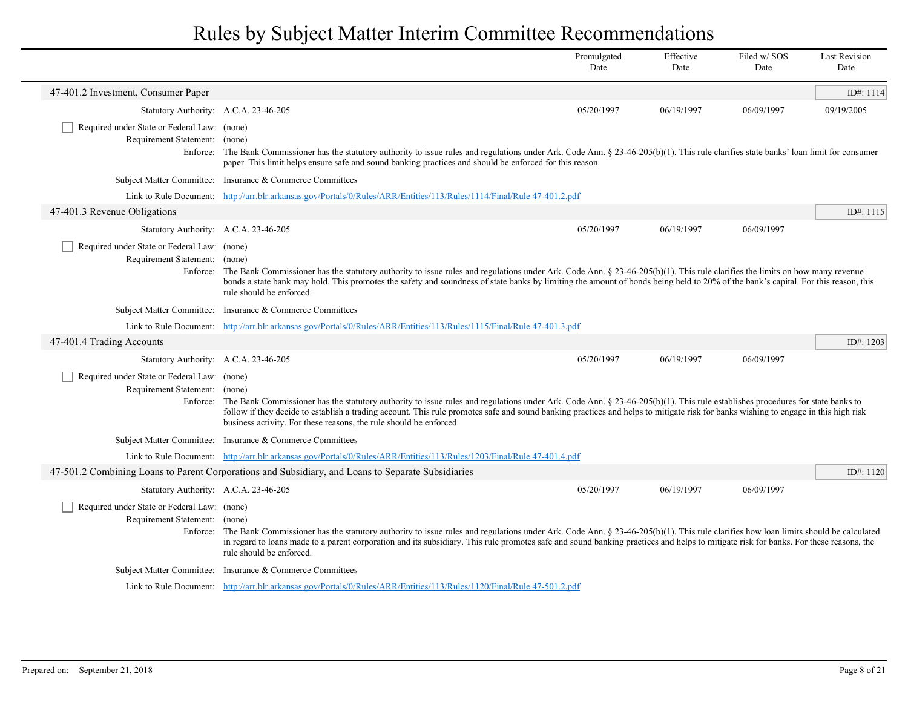# Rules by Subject Matter Interim Committee Recommendations

| | Promulgated Date | Effective Date | Filed w/ SOS Date | Last Revision Date |
|---|---|---|---|---|

## 47-401.2 Investment, Consumer Paper

ID#: 1114

| | Promulgated Date | Effective Date | Filed w/ SOS Date | Last Revision Date |
|---|---|---|---|---|
| Statutory Authority: A.C.A. 23-46-205 | 05/20/1997 | 06/19/1997 | 06/09/1997 | 09/19/2005 |

☐ Required under State or Federal Law: (none)

Requirement Statement: (none)

Enforce: The Bank Commissioner has the statutory authority to issue rules and regulations under Ark. Code Ann. § 23-46-205(b)(1). This rule clarifies state banks' loan limit for consumer paper. This limit helps ensure safe and sound banking practices and should be enforced for this reason.

Subject Matter Committee: Insurance & Commerce Committees

Link to Rule Document: http://arr.blr.arkansas.gov/Portals/0/Rules/ARR/Entities/113/Rules/1114/Final/Rule 47-401.2.pdf

## 47-401.3 Revenue Obligations

ID#: 1115

| | Promulgated Date | Effective Date | Filed w/ SOS Date | Last Revision Date |
|---|---|---|---|---|
| Statutory Authority: A.C.A. 23-46-205 | 05/20/1997 | 06/19/1997 | 06/09/1997 | |

☐ Required under State or Federal Law: (none)

Requirement Statement: (none)

Enforce: The Bank Commissioner has the statutory authority to issue rules and regulations under Ark. Code Ann. § 23-46-205(b)(1). This rule clarifies the limits on how many revenue bonds a state bank may hold. This promotes the safety and soundness of state banks by limiting the amount of bonds being held to 20% of the bank's capital. For this reason, this rule should be enforced.

Subject Matter Committee: Insurance & Commerce Committees

Link to Rule Document: http://arr.blr.arkansas.gov/Portals/0/Rules/ARR/Entities/113/Rules/1115/Final/Rule 47-401.3.pdf

## 47-401.4 Trading Accounts

ID#: 1203

| | Promulgated Date | Effective Date | Filed w/ SOS Date | Last Revision Date |
|---|---|---|---|---|
| Statutory Authority: A.C.A. 23-46-205 | 05/20/1997 | 06/19/1997 | 06/09/1997 | |

☐ Required under State or Federal Law: (none)

Requirement Statement: (none)

Enforce: The Bank Commissioner has the statutory authority to issue rules and regulations under Ark. Code Ann. § 23-46-205(b)(1). This rule establishes procedures for state banks to follow if they decide to establish a trading account. This rule promotes safe and sound banking practices and helps to mitigate risk for banks wishing to engage in this high risk business activity. For these reasons, the rule should be enforced.

Subject Matter Committee: Insurance & Commerce Committees

Link to Rule Document: http://arr.blr.arkansas.gov/Portals/0/Rules/ARR/Entities/113/Rules/1203/Final/Rule 47-401.4.pdf

## 47-501.2 Combining Loans to Parent Corporations and Subsidiary, and Loans to Separate Subsidiaries

ID#: 1120

| | Promulgated Date | Effective Date | Filed w/ SOS Date | Last Revision Date |
|---|---|---|---|---|
| Statutory Authority: A.C.A. 23-46-205 | 05/20/1997 | 06/19/1997 | 06/09/1997 | |

☐ Required under State or Federal Law: (none)

Requirement Statement: (none)

Enforce: The Bank Commissioner has the statutory authority to issue rules and regulations under Ark. Code Ann. § 23-46-205(b)(1). This rule clarifies how loan limits should be calculated in regard to loans made to a parent corporation and its subsidiary. This rule promotes safe and sound banking practices and helps to mitigate risk for banks. For these reasons, the rule should be enforced.

Subject Matter Committee: Insurance & Commerce Committees

Link to Rule Document: http://arr.blr.arkansas.gov/Portals/0/Rules/ARR/Entities/113/Rules/1120/Final/Rule 47-501.2.pdf

Prepared on: September 21, 2018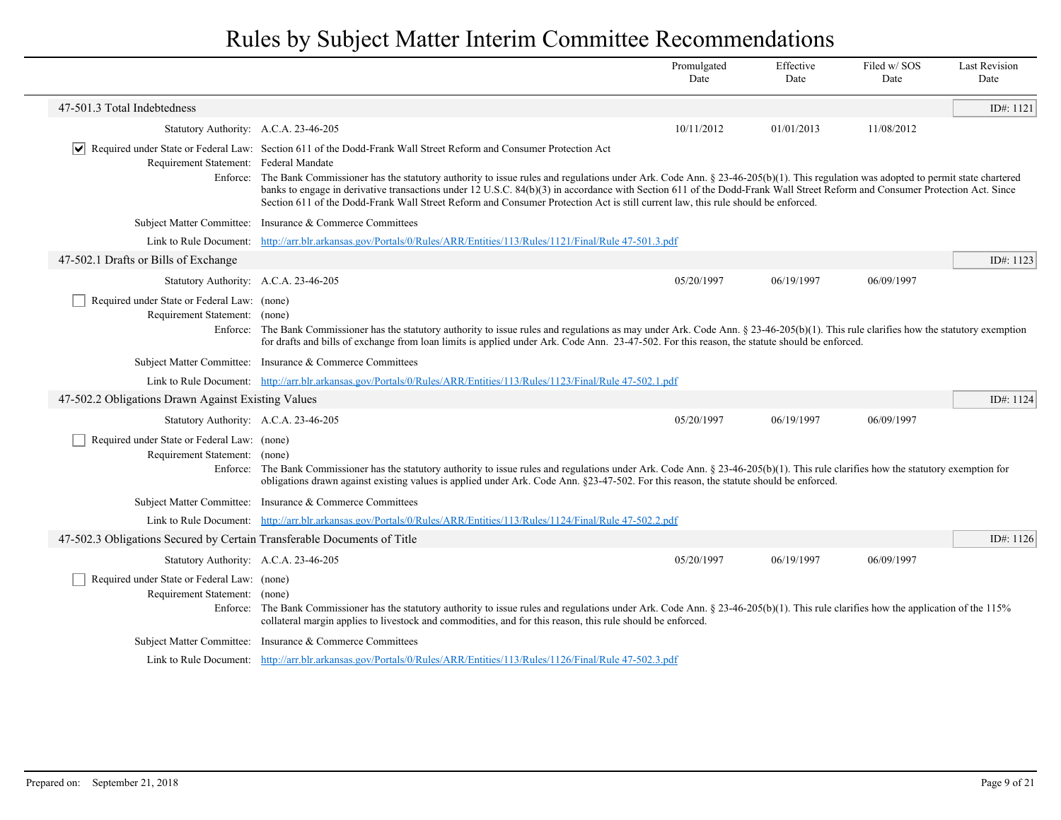# Rules by Subject Matter Interim Committee Recommendations

| | Promulgated Date | Effective Date | Filed w/ SOS Date | Last Revision Date |
|---|---|---|---|---|

## 47-501.3 Total Indebtedness

ID#: 1121

| | Promulgated Date | Effective Date | Filed w/ SOS Date | Last Revision Date |
|---|---|---|---|---|
| Statutory Authority: A.C.A. 23-46-205 | 10/11/2012 | 01/01/2013 | 11/08/2012 | |

- [x] Required under State or Federal Law: Section 611 of the Dodd-Frank Wall Street Reform and Consumer Protection Act

**Requirement Statement:** Federal Mandate

**Enforce:** The Bank Commissioner has the statutory authority to issue rules and regulations under Ark. Code Ann. § 23-46-205(b)(1). This regulation was adopted to permit state chartered banks to engage in derivative transactions under 12 U.S.C. 84(b)(3) in accordance with Section 611 of the Dodd-Frank Wall Street Reform and Consumer Protection Act. Since Section 611 of the Dodd-Frank Wall Street Reform and Consumer Protection Act is still current law, this rule should be enforced.

**Subject Matter Committee:** Insurance & Commerce Committees

**Link to Rule Document:** http://arr.blr.arkansas.gov/Portals/0/Rules/ARR/Entities/113/Rules/1121/Final/Rule 47-501.3.pdf

## 47-502.1 Drafts or Bills of Exchange

ID#: 1123

| | Promulgated Date | Effective Date | Filed w/ SOS Date | Last Revision Date |
|---|---|---|---|---|
| Statutory Authority: A.C.A. 23-46-205 | 05/20/1997 | 06/19/1997 | 06/09/1997 | |

- [ ] Required under State or Federal Law: (none)

**Requirement Statement:** (none)

**Enforce:** The Bank Commissioner has the statutory authority to issue rules and regulations as may under Ark. Code Ann. § 23-46-205(b)(1). This rule clarifies how the statutory exemption for drafts and bills of exchange from loan limits is applied under Ark. Code Ann. 23-47-502. For this reason, the statute should be enforced.

**Subject Matter Committee:** Insurance & Commerce Committees

**Link to Rule Document:** http://arr.blr.arkansas.gov/Portals/0/Rules/ARR/Entities/113/Rules/1123/Final/Rule 47-502.1.pdf

## 47-502.2 Obligations Drawn Against Existing Values

ID#: 1124

| | Promulgated Date | Effective Date | Filed w/ SOS Date | Last Revision Date |
|---|---|---|---|---|
| Statutory Authority: A.C.A. 23-46-205 | 05/20/1997 | 06/19/1997 | 06/09/1997 | |

- [ ] Required under State or Federal Law: (none)

**Requirement Statement:** (none)

**Enforce:** The Bank Commissioner has the statutory authority to issue rules and regulations under Ark. Code Ann. § 23-46-205(b)(1). This rule clarifies how the statutory exemption for obligations drawn against existing values is applied under Ark. Code Ann. §23-47-502. For this reason, the statute should be enforced.

**Subject Matter Committee:** Insurance & Commerce Committees

**Link to Rule Document:** http://arr.blr.arkansas.gov/Portals/0/Rules/ARR/Entities/113/Rules/1124/Final/Rule 47-502.2.pdf

## 47-502.3 Obligations Secured by Certain Transferable Documents of Title

ID#: 1126

| | Promulgated Date | Effective Date | Filed w/ SOS Date | Last Revision Date |
|---|---|---|---|---|
| Statutory Authority: A.C.A. 23-46-205 | 05/20/1997 | 06/19/1997 | 06/09/1997 | |

- [ ] Required under State or Federal Law: (none)

**Requirement Statement:** (none)

**Enforce:** The Bank Commissioner has the statutory authority to issue rules and regulations under Ark. Code Ann. § 23-46-205(b)(1). This rule clarifies how the application of the 115% collateral margin applies to livestock and commodities, and for this reason, this rule should be enforced.

**Subject Matter Committee:** Insurance & Commerce Committees

**Link to Rule Document:** http://arr.blr.arkansas.gov/Portals/0/Rules/ARR/Entities/113/Rules/1126/Final/Rule 47-502.3.pdf

Prepared on: September 21, 2018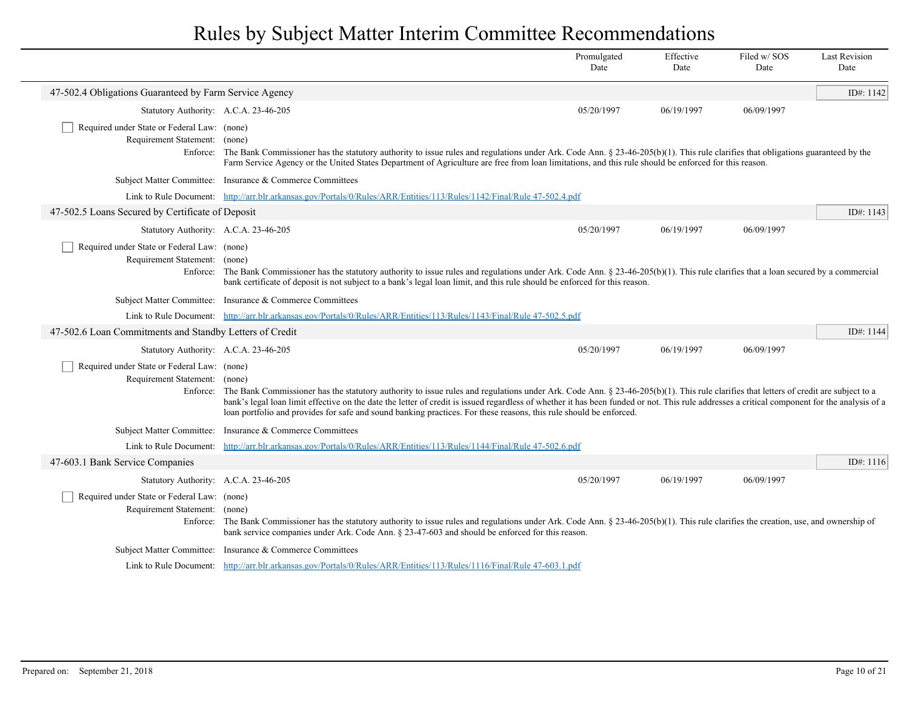# Rules by Subject Matter Interim Committee Recommendations

| | Promulgated Date | Effective Date | Filed w/ SOS Date | Last Revision Date |
|---|---|---|---|---|

## 47-502.4 Obligations Guaranteed by Farm Service Agency

ID#: 1142

| | Promulgated Date | Effective Date | Filed w/ SOS Date | Last Revision Date |
|---|---|---|---|---|
| Statutory Authority: A.C.A. 23-46-205 | 05/20/1997 | 06/19/1997 | 06/09/1997 | |

☐ Required under State or Federal Law: (none)

Requirement Statement: (none)

Enforce: The Bank Commissioner has the statutory authority to issue rules and regulations under Ark. Code Ann. § 23-46-205(b)(1). This rule clarifies that obligations guaranteed by the Farm Service Agency or the United States Department of Agriculture are free from loan limitations, and this rule should be enforced for this reason.

Subject Matter Committee: Insurance & Commerce Committees

Link to Rule Document: [http://arr.blr.arkansas.gov/Portals/0/Rules/ARR/Entities/113/Rules/1142/Final/Rule 47-502.4.pdf](http://arr.blr.arkansas.gov/Portals/0/Rules/ARR/Entities/113/Rules/1142/Final/Rule 47-502.4.pdf)

## 47-502.5 Loans Secured by Certificate of Deposit

ID#: 1143

| | Promulgated Date | Effective Date | Filed w/ SOS Date | Last Revision Date |
|---|---|---|---|---|
| Statutory Authority: A.C.A. 23-46-205 | 05/20/1997 | 06/19/1997 | 06/09/1997 | |

☐ Required under State or Federal Law: (none)

Requirement Statement: (none)

Enforce: The Bank Commissioner has the statutory authority to issue rules and regulations under Ark. Code Ann. § 23-46-205(b)(1). This rule clarifies that a loan secured by a commercial bank certificate of deposit is not subject to a bank's legal loan limit, and this rule should be enforced for this reason.

Subject Matter Committee: Insurance & Commerce Committees

Link to Rule Document: [http://arr.blr.arkansas.gov/Portals/0/Rules/ARR/Entities/113/Rules/1143/Final/Rule 47-502.5.pdf](http://arr.blr.arkansas.gov/Portals/0/Rules/ARR/Entities/113/Rules/1143/Final/Rule 47-502.5.pdf)

## 47-502.6 Loan Commitments and Standby Letters of Credit

ID#: 1144

| | Promulgated Date | Effective Date | Filed w/ SOS Date | Last Revision Date |
|---|---|---|---|---|
| Statutory Authority: A.C.A. 23-46-205 | 05/20/1997 | 06/19/1997 | 06/09/1997 | |

☐ Required under State or Federal Law: (none)

Requirement Statement: (none)

Enforce: The Bank Commissioner has the statutory authority to issue rules and regulations under Ark. Code Ann. § 23-46-205(b)(1). This rule clarifies that letters of credit are subject to a bank's legal loan limit effective on the date the letter of credit is issued regardless of whether it has been funded or not. This rule addresses a critical component for the analysis of a loan portfolio and provides for safe and sound banking practices. For these reasons, this rule should be enforced.

Subject Matter Committee: Insurance & Commerce Committees

Link to Rule Document: [http://arr.blr.arkansas.gov/Portals/0/Rules/ARR/Entities/113/Rules/1144/Final/Rule 47-502.6.pdf](http://arr.blr.arkansas.gov/Portals/0/Rules/ARR/Entities/113/Rules/1144/Final/Rule 47-502.6.pdf)

## 47-603.1 Bank Service Companies

ID#: 1116

| | Promulgated Date | Effective Date | Filed w/ SOS Date | Last Revision Date |
|---|---|---|---|---|
| Statutory Authority: A.C.A. 23-46-205 | 05/20/1997 | 06/19/1997 | 06/09/1997 | |

☐ Required under State or Federal Law: (none)

Requirement Statement: (none)

Enforce: The Bank Commissioner has the statutory authority to issue rules and regulations under Ark. Code Ann. § 23-46-205(b)(1). This rule clarifies the creation, use, and ownership of bank service companies under Ark. Code Ann. § 23-47-603 and should be enforced for this reason.

Subject Matter Committee: Insurance & Commerce Committees

Link to Rule Document: [http://arr.blr.arkansas.gov/Portals/0/Rules/ARR/Entities/113/Rules/1116/Final/Rule 47-603.1.pdf](http://arr.blr.arkansas.gov/Portals/0/Rules/ARR/Entities/113/Rules/1116/Final/Rule 47-603.1.pdf)

Prepared on: September 21, 2018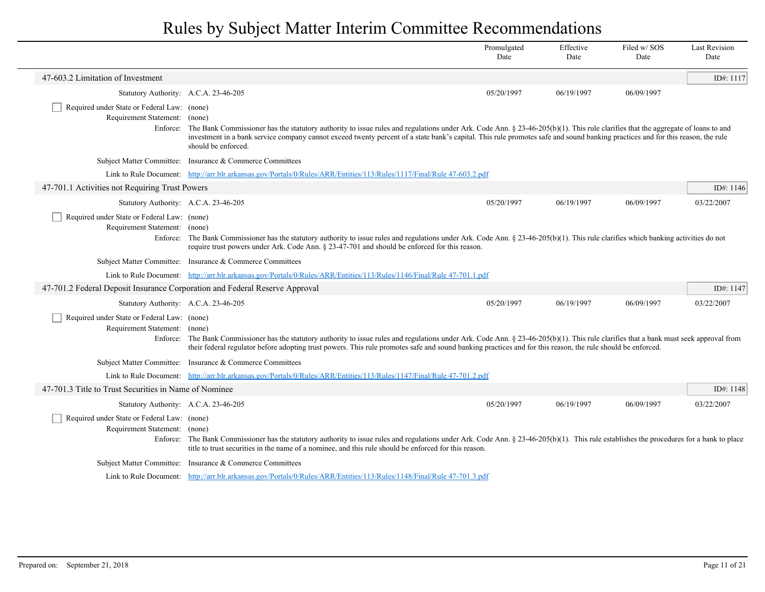# Rules by Subject Matter Interim Committee Recommendations

| | Promulgated Date | Effective Date | Filed w/ SOS Date | Last Revision Date |
|---|---|---|---|---|

## 47-603.2 Limitation of Investment

ID#: 1117

| | Promulgated Date | Effective Date | Filed w/ SOS Date | Last Revision Date |
|---|---|---|---|---|
| Statutory Authority: A.C.A. 23-46-205 | 05/20/1997 | 06/19/1997 | 06/09/1997 | |

- [ ] Required under State or Federal Law: (none)

Requirement Statement: (none)

Enforce: The Bank Commissioner has the statutory authority to issue rules and regulations under Ark. Code Ann. § 23-46-205(b)(1). This rule clarifies that the aggregate of loans to and investment in a bank service company cannot exceed twenty percent of a state bank's capital. This rule promotes safe and sound banking practices and for this reason, the rule should be enforced.

Subject Matter Committee: Insurance & Commerce Committees

Link to Rule Document: [http://arr.blr.arkansas.gov/Portals/0/Rules/ARR/Entities/113/Rules/1117/Final/Rule 47-603.2.pdf](http://arr.blr.arkansas.gov/Portals/0/Rules/ARR/Entities/113/Rules/1117/Final/Rule 47-603.2.pdf)

## 47-701.1 Activities not Requiring Trust Powers

ID#: 1146

| | Promulgated Date | Effective Date | Filed w/ SOS Date | Last Revision Date |
|---|---|---|---|---|
| Statutory Authority: A.C.A. 23-46-205 | 05/20/1997 | 06/19/1997 | 06/09/1997 | 03/22/2007 |

- [ ] Required under State or Federal Law: (none)

Requirement Statement: (none)

Enforce: The Bank Commissioner has the statutory authority to issue rules and regulations under Ark. Code Ann. § 23-46-205(b)(1). This rule clarifies which banking activities do not require trust powers under Ark. Code Ann. § 23-47-701 and should be enforced for this reason.

Subject Matter Committee: Insurance & Commerce Committees

Link to Rule Document: [http://arr.blr.arkansas.gov/Portals/0/Rules/ARR/Entities/113/Rules/1146/Final/Rule 47-701.1.pdf](http://arr.blr.arkansas.gov/Portals/0/Rules/ARR/Entities/113/Rules/1146/Final/Rule 47-701.1.pdf)

## 47-701.2 Federal Deposit Insurance Corporation and Federal Reserve Approval

ID#: 1147

| | Promulgated Date | Effective Date | Filed w/ SOS Date | Last Revision Date |
|---|---|---|---|---|
| Statutory Authority: A.C.A. 23-46-205 | 05/20/1997 | 06/19/1997 | 06/09/1997 | 03/22/2007 |

- [ ] Required under State or Federal Law: (none)

Requirement Statement: (none)

Enforce: The Bank Commissioner has the statutory authority to issue rules and regulations under Ark. Code Ann. § 23-46-205(b)(1). This rule clarifies that a bank must seek approval from their federal regulator before adopting trust powers. This rule promotes safe and sound banking practices and for this reason, the rule should be enforced.

Subject Matter Committee: Insurance & Commerce Committees

Link to Rule Document: [http://arr.blr.arkansas.gov/Portals/0/Rules/ARR/Entities/113/Rules/1147/Final/Rule 47-701.2.pdf](http://arr.blr.arkansas.gov/Portals/0/Rules/ARR/Entities/113/Rules/1147/Final/Rule 47-701.2.pdf)

## 47-701.3 Title to Trust Securities in Name of Nominee

ID#: 1148

| | Promulgated Date | Effective Date | Filed w/ SOS Date | Last Revision Date |
|---|---|---|---|---|
| Statutory Authority: A.C.A. 23-46-205 | 05/20/1997 | 06/19/1997 | 06/09/1997 | 03/22/2007 |

- [ ] Required under State or Federal Law: (none)

Requirement Statement: (none)

Enforce: The Bank Commissioner has the statutory authority to issue rules and regulations under Ark. Code Ann. § 23-46-205(b)(1). This rule establishes the procedures for a bank to place title to trust securities in the name of a nominee, and this rule should be enforced for this reason.

Subject Matter Committee: Insurance & Commerce Committees

Link to Rule Document: [http://arr.blr.arkansas.gov/Portals/0/Rules/ARR/Entities/113/Rules/1148/Final/Rule 47-701.3.pdf](http://arr.blr.arkansas.gov/Portals/0/Rules/ARR/Entities/113/Rules/1148/Final/Rule 47-701.3.pdf)

Prepared on: September 21, 2018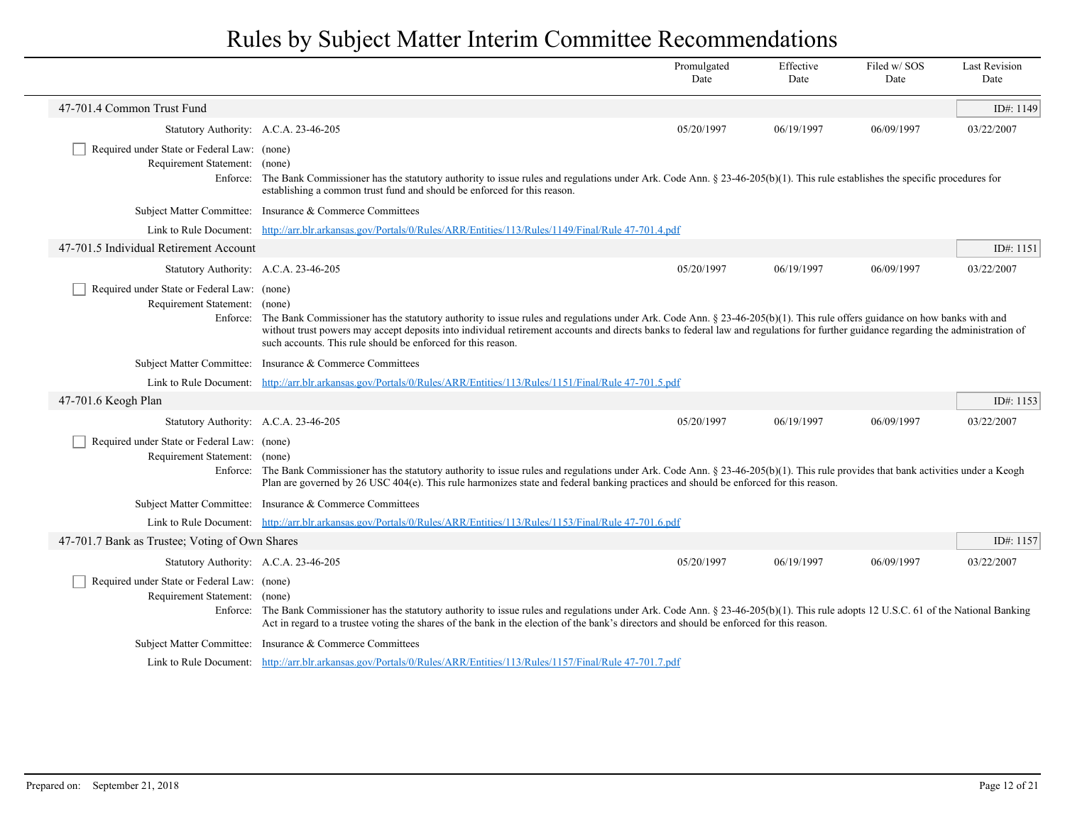# Rules by Subject Matter Interim Committee Recommendations

| | Promulgated Date | Effective Date | Filed w/ SOS Date | Last Revision Date |
|---|---|---|---|---|

## 47-701.4 Common Trust Fund

ID#: 1149

| | Promulgated Date | Effective Date | Filed w/ SOS Date | Last Revision Date |
|---|---|---|---|---|
| Statutory Authority: A.C.A. 23-46-205 | 05/20/1997 | 06/19/1997 | 06/09/1997 | 03/22/2007 |

- [ ] Required under State or Federal Law: (none)

Requirement Statement: (none)

Enforce: The Bank Commissioner has the statutory authority to issue rules and regulations under Ark. Code Ann. § 23-46-205(b)(1). This rule establishes the specific procedures for establishing a common trust fund and should be enforced for this reason.

Subject Matter Committee: Insurance & Commerce Committees

Link to Rule Document: http://arr.blr.arkansas.gov/Portals/0/Rules/ARR/Entities/113/Rules/1149/Final/Rule 47-701.4.pdf

## 47-701.5 Individual Retirement Account

ID#: 1151

| | Promulgated Date | Effective Date | Filed w/ SOS Date | Last Revision Date |
|---|---|---|---|---|
| Statutory Authority: A.C.A. 23-46-205 | 05/20/1997 | 06/19/1997 | 06/09/1997 | 03/22/2007 |

- [ ] Required under State or Federal Law: (none)

Requirement Statement: (none)

Enforce: The Bank Commissioner has the statutory authority to issue rules and regulations under Ark. Code Ann. § 23-46-205(b)(1). This rule offers guidance on how banks with and without trust powers may accept deposits into individual retirement accounts and directs banks to federal law and regulations for further guidance regarding the administration of such accounts. This rule should be enforced for this reason.

Subject Matter Committee: Insurance & Commerce Committees

Link to Rule Document: http://arr.blr.arkansas.gov/Portals/0/Rules/ARR/Entities/113/Rules/1151/Final/Rule 47-701.5.pdf

## 47-701.6 Keogh Plan

ID#: 1153

| | Promulgated Date | Effective Date | Filed w/ SOS Date | Last Revision Date |
|---|---|---|---|---|
| Statutory Authority: A.C.A. 23-46-205 | 05/20/1997 | 06/19/1997 | 06/09/1997 | 03/22/2007 |

- [ ] Required under State or Federal Law: (none)

Requirement Statement: (none)

Enforce: The Bank Commissioner has the statutory authority to issue rules and regulations under Ark. Code Ann. § 23-46-205(b)(1). This rule provides that bank activities under a Keogh Plan are governed by 26 USC 404(e). This rule harmonizes state and federal banking practices and should be enforced for this reason.

Subject Matter Committee: Insurance & Commerce Committees

Link to Rule Document: http://arr.blr.arkansas.gov/Portals/0/Rules/ARR/Entities/113/Rules/1153/Final/Rule 47-701.6.pdf

## 47-701.7 Bank as Trustee; Voting of Own Shares

ID#: 1157

| | Promulgated Date | Effective Date | Filed w/ SOS Date | Last Revision Date |
|---|---|---|---|---|
| Statutory Authority: A.C.A. 23-46-205 | 05/20/1997 | 06/19/1997 | 06/09/1997 | 03/22/2007 |

- [ ] Required under State or Federal Law: (none)

Requirement Statement: (none)

Enforce: The Bank Commissioner has the statutory authority to issue rules and regulations under Ark. Code Ann. § 23-46-205(b)(1). This rule adopts 12 U.S.C. 61 of the National Banking Act in regard to a trustee voting the shares of the bank in the election of the bank's directors and should be enforced for this reason.

Subject Matter Committee: Insurance & Commerce Committees

Link to Rule Document: http://arr.blr.arkansas.gov/Portals/0/Rules/ARR/Entities/113/Rules/1157/Final/Rule 47-701.7.pdf

Prepared on: September 21, 2018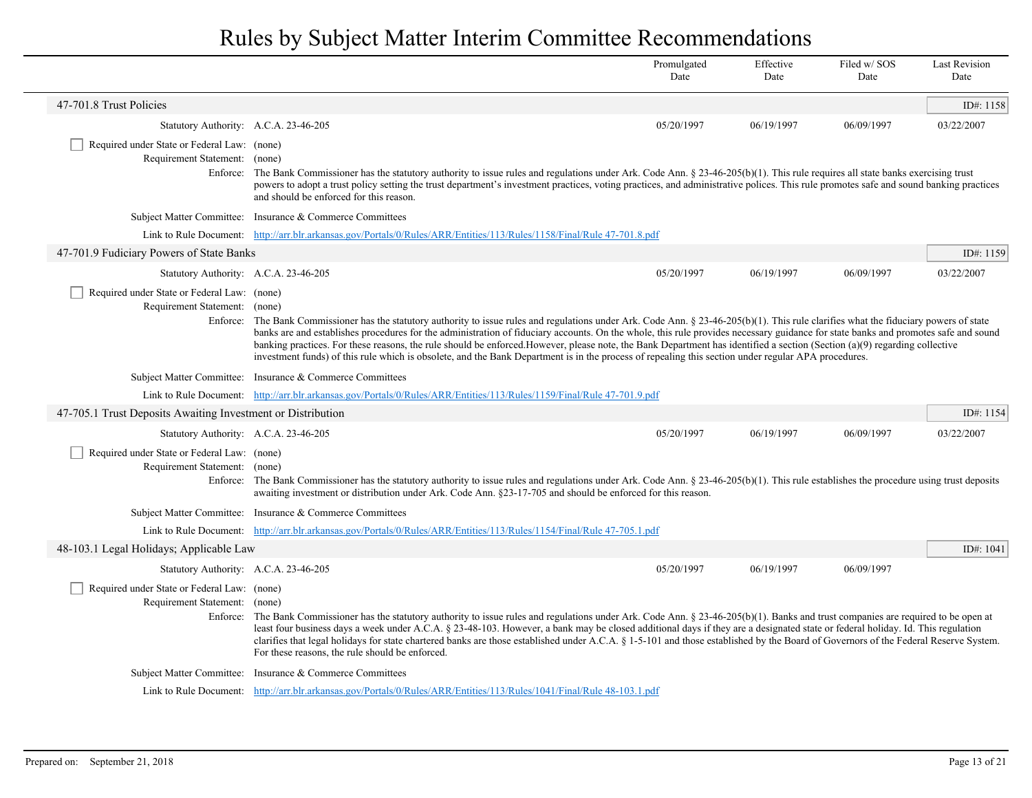# Rules by Subject Matter Interim Committee Recommendations

| | Promulgated Date | Effective Date | Filed w/ SOS Date | Last Revision Date |
|---|---|---|---|---|

## 47-701.8 Trust Policies

ID#: 1158

| Statutory Authority: A.C.A. 23-46-205 | Promulgated Date | Effective Date | Filed w/ SOS Date | Last Revision Date |
|---|---|---|---|---|
| | 05/20/1997 | 06/19/1997 | 06/09/1997 | 03/22/2007 |

☐ Required under State or Federal Law: (none)

Requirement Statement: (none)

Enforce: The Bank Commissioner has the statutory authority to issue rules and regulations under Ark. Code Ann. § 23-46-205(b)(1). This rule requires all state banks exercising trust powers to adopt a trust policy setting the trust department's investment practices, voting practices, and administrative polices. This rule promotes safe and sound banking practices and should be enforced for this reason.

Subject Matter Committee: Insurance & Commerce Committees

Link to Rule Document: http://arr.blr.arkansas.gov/Portals/0/Rules/ARR/Entities/113/Rules/1158/Final/Rule 47-701.8.pdf

## 47-701.9 Fudiciary Powers of State Banks

ID#: 1159

| Statutory Authority: A.C.A. 23-46-205 | Promulgated Date | Effective Date | Filed w/ SOS Date | Last Revision Date |
|---|---|---|---|---|
| | 05/20/1997 | 06/19/1997 | 06/09/1997 | 03/22/2007 |

☐ Required under State or Federal Law: (none)

Requirement Statement: (none)

Enforce: The Bank Commissioner has the statutory authority to issue rules and regulations under Ark. Code Ann. § 23-46-205(b)(1). This rule clarifies what the fiduciary powers of state banks are and establishes procedures for the administration of fiduciary accounts. On the whole, this rule provides necessary guidance for state banks and promotes safe and sound banking practices. For these reasons, the rule should be enforced.However, please note, the Bank Department has identified a section (Section (a)(9) regarding collective investment funds) of this rule which is obsolete, and the Bank Department is in the process of repealing this section under regular APA procedures.

Subject Matter Committee: Insurance & Commerce Committees

Link to Rule Document: http://arr.blr.arkansas.gov/Portals/0/Rules/ARR/Entities/113/Rules/1159/Final/Rule 47-701.9.pdf

## 47-705.1 Trust Deposits Awaiting Investment or Distribution

ID#: 1154

| Statutory Authority: A.C.A. 23-46-205 | Promulgated Date | Effective Date | Filed w/ SOS Date | Last Revision Date |
|---|---|---|---|---|
| | 05/20/1997 | 06/19/1997 | 06/09/1997 | 03/22/2007 |

☐ Required under State or Federal Law: (none)

Requirement Statement: (none)

Enforce: The Bank Commissioner has the statutory authority to issue rules and regulations under Ark. Code Ann. § 23-46-205(b)(1). This rule establishes the procedure using trust deposits awaiting investment or distribution under Ark. Code Ann. §23-17-705 and should be enforced for this reason.

Subject Matter Committee: Insurance & Commerce Committees

Link to Rule Document: http://arr.blr.arkansas.gov/Portals/0/Rules/ARR/Entities/113/Rules/1154/Final/Rule 47-705.1.pdf

## 48-103.1 Legal Holidays; Applicable Law

ID#: 1041

| Statutory Authority: A.C.A. 23-46-205 | Promulgated Date | Effective Date | Filed w/ SOS Date | Last Revision Date |
|---|---|---|---|---|
| | 05/20/1997 | 06/19/1997 | 06/09/1997 | |

☐ Required under State or Federal Law: (none)

Requirement Statement: (none)

Enforce: The Bank Commissioner has the statutory authority to issue rules and regulations under Ark. Code Ann. § 23-46-205(b)(1). Banks and trust companies are required to be open at least four business days a week under A.C.A. § 23-48-103. However, a bank may be closed additional days if they are a designated state or federal holiday. Id. This regulation clarifies that legal holidays for state chartered banks are those established under A.C.A. § 1-5-101 and those established by the Board of Governors of the Federal Reserve System. For these reasons, the rule should be enforced.

Subject Matter Committee: Insurance & Commerce Committees

Link to Rule Document: http://arr.blr.arkansas.gov/Portals/0/Rules/ARR/Entities/113/Rules/1041/Final/Rule 48-103.1.pdf

Prepared on: September 21, 2018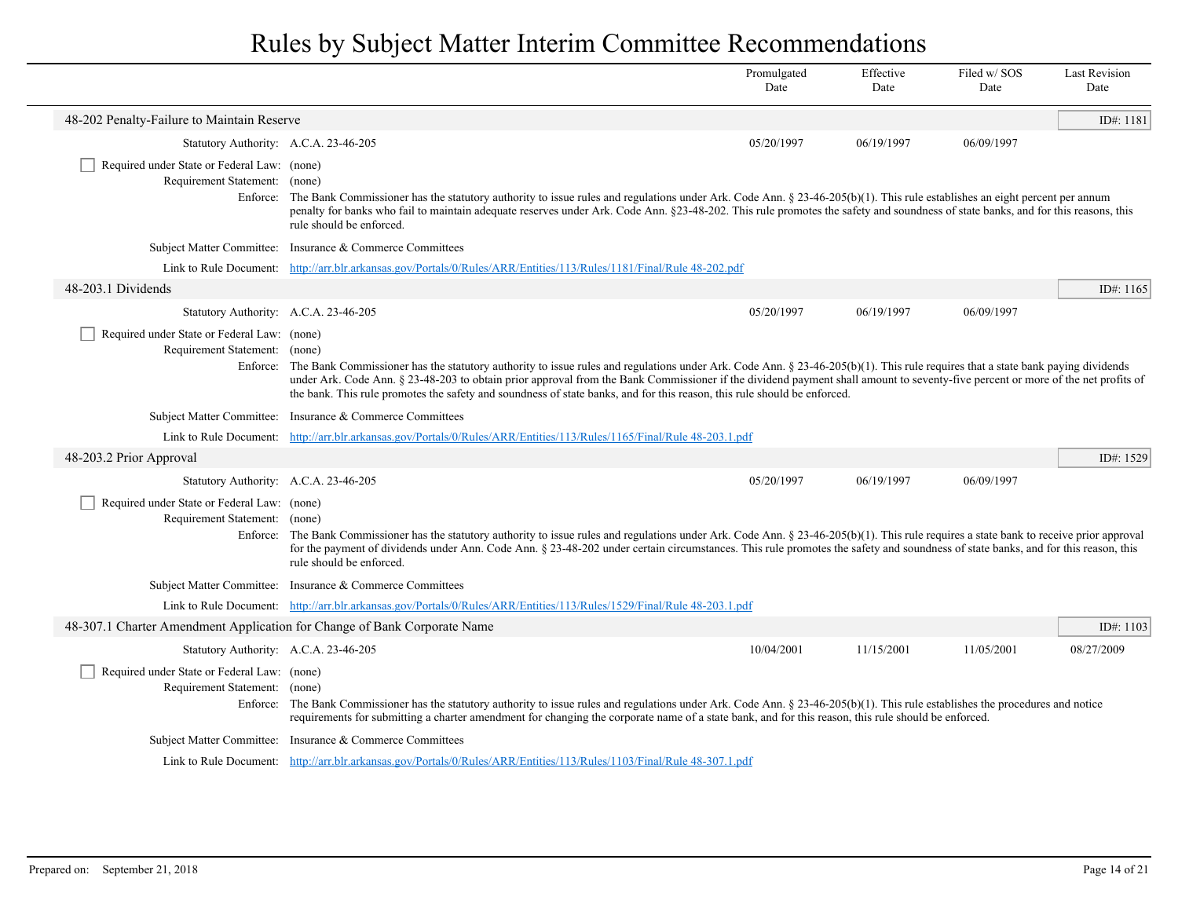# Rules by Subject Matter Interim Committee Recommendations

| | Promulgated Date | Effective Date | Filed w/ SOS Date | Last Revision Date |
|---|---|---|---|---|

## 48-202 Penalty-Failure to Maintain Reserve

ID#: 1181

| | Promulgated Date | Effective Date | Filed w/ SOS Date | Last Revision Date |
|---|---|---|---|---|
| Statutory Authority: A.C.A. 23-46-205 | 05/20/1997 | 06/19/1997 | 06/09/1997 | |

☐ Required under State or Federal Law: (none)

Requirement Statement: (none)

Enforce: The Bank Commissioner has the statutory authority to issue rules and regulations under Ark. Code Ann. § 23-46-205(b)(1). This rule establishes an eight percent per annum penalty for banks who fail to maintain adequate reserves under Ark. Code Ann. §23-48-202. This rule promotes the safety and soundness of state banks, and for this reasons, this rule should be enforced.

Subject Matter Committee: Insurance & Commerce Committees

Link to Rule Document: http://arr.blr.arkansas.gov/Portals/0/Rules/ARR/Entities/113/Rules/1181/Final/Rule 48-202.pdf

## 48-203.1 Dividends

ID#: 1165

| | Promulgated Date | Effective Date | Filed w/ SOS Date | Last Revision Date |
|---|---|---|---|---|
| Statutory Authority: A.C.A. 23-46-205 | 05/20/1997 | 06/19/1997 | 06/09/1997 | |

☐ Required under State or Federal Law: (none)

Requirement Statement: (none)

Enforce: The Bank Commissioner has the statutory authority to issue rules and regulations under Ark. Code Ann. § 23-46-205(b)(1). This rule requires that a state bank paying dividends under Ark. Code Ann. § 23-48-203 to obtain prior approval from the Bank Commissioner if the dividend payment shall amount to seventy-five percent or more of the net profits of the bank. This rule promotes the safety and soundness of state banks, and for this reason, this rule should be enforced.

Subject Matter Committee: Insurance & Commerce Committees

Link to Rule Document: http://arr.blr.arkansas.gov/Portals/0/Rules/ARR/Entities/113/Rules/1165/Final/Rule 48-203.1.pdf

## 48-203.2 Prior Approval

ID#: 1529

| | Promulgated Date | Effective Date | Filed w/ SOS Date | Last Revision Date |
|---|---|---|---|---|
| Statutory Authority: A.C.A. 23-46-205 | 05/20/1997 | 06/19/1997 | 06/09/1997 | |

☐ Required under State or Federal Law: (none)

Requirement Statement: (none)

Enforce: The Bank Commissioner has the statutory authority to issue rules and regulations under Ark. Code Ann. § 23-46-205(b)(1). This rule requires a state bank to receive prior approval for the payment of dividends under Ann. Code Ann. § 23-48-202 under certain circumstances. This rule promotes the safety and soundness of state banks, and for this reason, this rule should be enforced.

Subject Matter Committee: Insurance & Commerce Committees

Link to Rule Document: http://arr.blr.arkansas.gov/Portals/0/Rules/ARR/Entities/113/Rules/1529/Final/Rule 48-203.1.pdf

## 48-307.1 Charter Amendment Application for Change of Bank Corporate Name

ID#: 1103

| | Promulgated Date | Effective Date | Filed w/ SOS Date | Last Revision Date |
|---|---|---|---|---|
| Statutory Authority: A.C.A. 23-46-205 | 10/04/2001 | 11/15/2001 | 11/05/2001 | 08/27/2009 |

☐ Required under State or Federal Law: (none)

Requirement Statement: (none)

Enforce: The Bank Commissioner has the statutory authority to issue rules and regulations under Ark. Code Ann. § 23-46-205(b)(1). This rule establishes the procedures and notice requirements for submitting a charter amendment for changing the corporate name of a state bank, and for this reason, this rule should be enforced.

Subject Matter Committee: Insurance & Commerce Committees

Link to Rule Document: http://arr.blr.arkansas.gov/Portals/0/Rules/ARR/Entities/113/Rules/1103/Final/Rule 48-307.1.pdf

Prepared on: September 21, 2018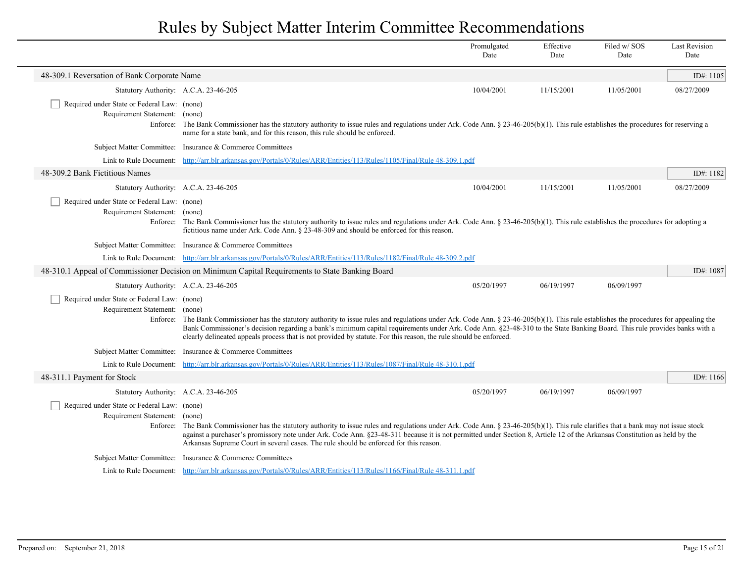# Rules by Subject Matter Interim Committee Recommendations

| | Promulgated Date | Effective Date | Filed w/ SOS Date | Last Revision Date |
|---|---|---|---|---|

## 48-309.1 Reversation of Bank Corporate Name

ID#: 1105

| | Promulgated Date | Effective Date | Filed w/ SOS Date | Last Revision Date |
|---|---|---|---|---|
| Statutory Authority: A.C.A. 23-46-205 | 10/04/2001 | 11/15/2001 | 11/05/2001 | 08/27/2009 |

- [ ] Required under State or Federal Law: (none)

Requirement Statement: (none)

Enforce: The Bank Commissioner has the statutory authority to issue rules and regulations under Ark. Code Ann. § 23-46-205(b)(1). This rule establishes the procedures for reserving a name for a state bank, and for this reason, this rule should be enforced.

Subject Matter Committee: Insurance & Commerce Committees

Link to Rule Document: http://arr.blr.arkansas.gov/Portals/0/Rules/ARR/Entities/113/Rules/1105/Final/Rule 48-309.1.pdf

## 48-309.2 Bank Fictitious Names

ID#: 1182

| | Promulgated Date | Effective Date | Filed w/ SOS Date | Last Revision Date |
|---|---|---|---|---|
| Statutory Authority: A.C.A. 23-46-205 | 10/04/2001 | 11/15/2001 | 11/05/2001 | 08/27/2009 |

- [ ] Required under State or Federal Law: (none)

Requirement Statement: (none)

Enforce: The Bank Commissioner has the statutory authority to issue rules and regulations under Ark. Code Ann. § 23-46-205(b)(1). This rule establishes the procedures for adopting a fictitious name under Ark. Code Ann. § 23-48-309 and should be enforced for this reason.

Subject Matter Committee: Insurance & Commerce Committees

Link to Rule Document: http://arr.blr.arkansas.gov/Portals/0/Rules/ARR/Entities/113/Rules/1182/Final/Rule 48-309.2.pdf

## 48-310.1 Appeal of Commissioner Decision on Minimum Capital Requirements to State Banking Board

ID#: 1087

| | Promulgated Date | Effective Date | Filed w/ SOS Date | Last Revision Date |
|---|---|---|---|---|
| Statutory Authority: A.C.A. 23-46-205 | 05/20/1997 | 06/19/1997 | 06/09/1997 | |

- [ ] Required under State or Federal Law: (none)

Requirement Statement: (none)

Enforce: The Bank Commissioner has the statutory authority to issue rules and regulations under Ark. Code Ann. § 23-46-205(b)(1). This rule establishes the procedures for appealing the Bank Commissioner's decision regarding a bank's minimum capital requirements under Ark. Code Ann. §23-48-310 to the State Banking Board. This rule provides banks with a clearly delineated appeals process that is not provided by statute. For this reason, the rule should be enforced.

Subject Matter Committee: Insurance & Commerce Committees

Link to Rule Document: http://arr.blr.arkansas.gov/Portals/0/Rules/ARR/Entities/113/Rules/1087/Final/Rule 48-310.1.pdf

## 48-311.1 Payment for Stock

ID#: 1166

| | Promulgated Date | Effective Date | Filed w/ SOS Date | Last Revision Date |
|---|---|---|---|---|
| Statutory Authority: A.C.A. 23-46-205 | 05/20/1997 | 06/19/1997 | 06/09/1997 | |

- [ ] Required under State or Federal Law: (none)

Requirement Statement: (none)

Enforce: The Bank Commissioner has the statutory authority to issue rules and regulations under Ark. Code Ann. § 23-46-205(b)(1). This rule clarifies that a bank may not issue stock against a purchaser's promissory note under Ark. Code Ann. §23-48-311 because it is not permitted under Section 8, Article 12 of the Arkansas Constitution as held by the Arkansas Supreme Court in several cases. The rule should be enforced for this reason.

Subject Matter Committee: Insurance & Commerce Committees

Link to Rule Document: http://arr.blr.arkansas.gov/Portals/0/Rules/ARR/Entities/113/Rules/1166/Final/Rule 48-311.1.pdf

Prepared on: September 21, 2018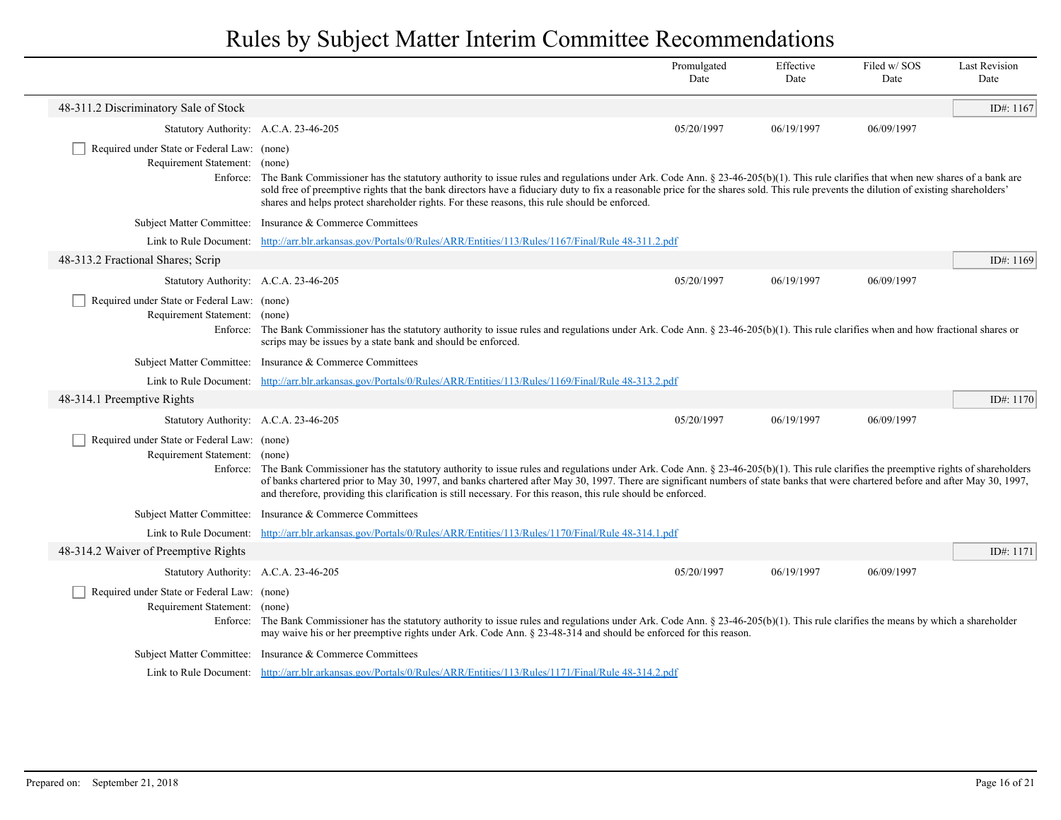# Rules by Subject Matter Interim Committee Recommendations

| | Promulgated Date | Effective Date | Filed w/ SOS Date | Last Revision Date |
|---|---|---|---|---|

## 48-311.2 Discriminatory Sale of Stock

ID#: 1167

| | Promulgated Date | Effective Date | Filed w/ SOS Date | Last Revision Date |
|---|---|---|---|---|
| Statutory Authority: A.C.A. 23-46-205 | 05/20/1997 | 06/19/1997 | 06/09/1997 | |

- [ ] Required under State or Federal Law: (none)

Requirement Statement: (none)

Enforce: The Bank Commissioner has the statutory authority to issue rules and regulations under Ark. Code Ann. § 23-46-205(b)(1). This rule clarifies that when new shares of a bank are sold free of preemptive rights that the bank directors have a fiduciary duty to fix a reasonable price for the shares sold. This rule prevents the dilution of existing shareholders' shares and helps protect shareholder rights. For these reasons, this rule should be enforced.

Subject Matter Committee: Insurance & Commerce Committees

Link to Rule Document: http://arr.blr.arkansas.gov/Portals/0/Rules/ARR/Entities/113/Rules/1167/Final/Rule 48-311.2.pdf

## 48-313.2 Fractional Shares; Scrip

ID#: 1169

| | Promulgated Date | Effective Date | Filed w/ SOS Date | Last Revision Date |
|---|---|---|---|---|
| Statutory Authority: A.C.A. 23-46-205 | 05/20/1997 | 06/19/1997 | 06/09/1997 | |

- [ ] Required under State or Federal Law: (none)

Requirement Statement: (none)

Enforce: The Bank Commissioner has the statutory authority to issue rules and regulations under Ark. Code Ann. § 23-46-205(b)(1). This rule clarifies when and how fractional shares or scrips may be issues by a state bank and should be enforced.

Subject Matter Committee: Insurance & Commerce Committees

Link to Rule Document: http://arr.blr.arkansas.gov/Portals/0/Rules/ARR/Entities/113/Rules/1169/Final/Rule 48-313.2.pdf

## 48-314.1 Preemptive Rights

ID#: 1170

| | Promulgated Date | Effective Date | Filed w/ SOS Date | Last Revision Date |
|---|---|---|---|---|
| Statutory Authority: A.C.A. 23-46-205 | 05/20/1997 | 06/19/1997 | 06/09/1997 | |

- [ ] Required under State or Federal Law: (none)

Requirement Statement: (none)

Enforce: The Bank Commissioner has the statutory authority to issue rules and regulations under Ark. Code Ann. § 23-46-205(b)(1). This rule clarifies the preemptive rights of shareholders of banks chartered prior to May 30, 1997, and banks chartered after May 30, 1997. There are significant numbers of state banks that were chartered before and after May 30, 1997, and therefore, providing this clarification is still necessary. For this reason, this rule should be enforced.

Subject Matter Committee: Insurance & Commerce Committees

Link to Rule Document: http://arr.blr.arkansas.gov/Portals/0/Rules/ARR/Entities/113/Rules/1170/Final/Rule 48-314.1.pdf

## 48-314.2 Waiver of Preemptive Rights

ID#: 1171

| | Promulgated Date | Effective Date | Filed w/ SOS Date | Last Revision Date |
|---|---|---|---|---|
| Statutory Authority: A.C.A. 23-46-205 | 05/20/1997 | 06/19/1997 | 06/09/1997 | |

- [ ] Required under State or Federal Law: (none)

Requirement Statement: (none)

Enforce: The Bank Commissioner has the statutory authority to issue rules and regulations under Ark. Code Ann. § 23-46-205(b)(1). This rule clarifies the means by which a shareholder may waive his or her preemptive rights under Ark. Code Ann. § 23-48-314 and should be enforced for this reason.

Subject Matter Committee: Insurance & Commerce Committees

Link to Rule Document: http://arr.blr.arkansas.gov/Portals/0/Rules/ARR/Entities/113/Rules/1171/Final/Rule 48-314.2.pdf

Prepared on: September 21, 2018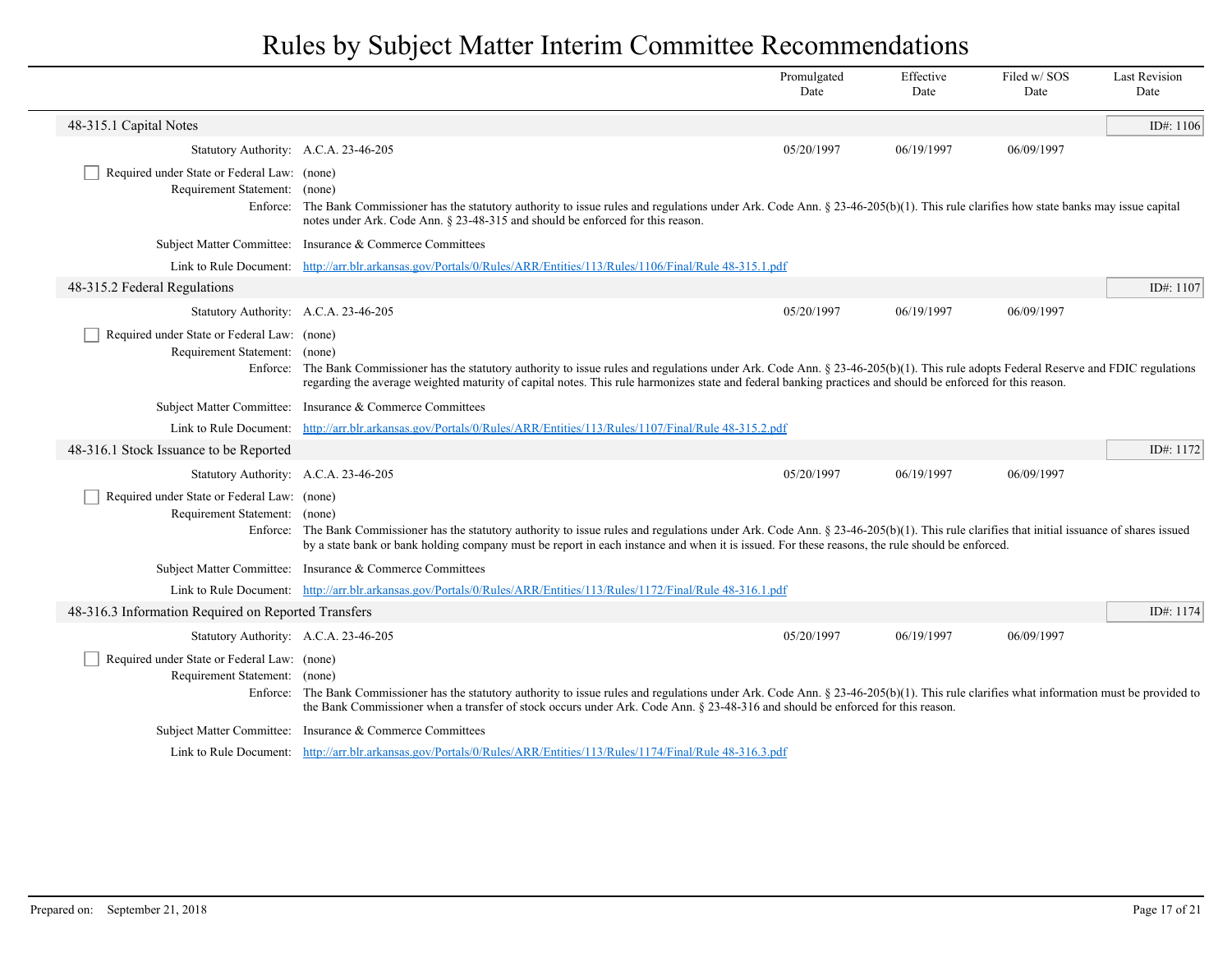# Rules by Subject Matter Interim Committee Recommendations

| | Promulgated Date | Effective Date | Filed w/ SOS Date | Last Revision Date |
|---|---|---|---|---|

## 48-315.1 Capital Notes

ID#: 1106

| | | Promulgated Date | Effective Date | Filed w/ SOS Date | Last Revision Date |
|---|---|---|---|---|---|
| Statutory Authority: | A.C.A. 23-46-205 | 05/20/1997 | 06/19/1997 | 06/09/1997 | |

☐ Required under State or Federal Law: (none)

Requirement Statement: (none)

Enforce: The Bank Commissioner has the statutory authority to issue rules and regulations under Ark. Code Ann. § 23-46-205(b)(1). This rule clarifies how state banks may issue capital notes under Ark. Code Ann. § 23-48-315 and should be enforced for this reason.

Subject Matter Committee: Insurance & Commerce Committees

Link to Rule Document: [http://arr.blr.arkansas.gov/Portals/0/Rules/ARR/Entities/113/Rules/1106/Final/Rule 48-315.1.pdf](http://arr.blr.arkansas.gov/Portals/0/Rules/ARR/Entities/113/Rules/1106/Final/Rule 48-315.1.pdf)

## 48-315.2 Federal Regulations

ID#: 1107

| | | Promulgated Date | Effective Date | Filed w/ SOS Date | Last Revision Date |
|---|---|---|---|---|---|
| Statutory Authority: | A.C.A. 23-46-205 | 05/20/1997 | 06/19/1997 | 06/09/1997 | |

☐ Required under State or Federal Law: (none)

Requirement Statement: (none)

Enforce: The Bank Commissioner has the statutory authority to issue rules and regulations under Ark. Code Ann. § 23-46-205(b)(1). This rule adopts Federal Reserve and FDIC regulations regarding the average weighted maturity of capital notes. This rule harmonizes state and federal banking practices and should be enforced for this reason.

Subject Matter Committee: Insurance & Commerce Committees

Link to Rule Document: [http://arr.blr.arkansas.gov/Portals/0/Rules/ARR/Entities/113/Rules/1107/Final/Rule 48-315.2.pdf](http://arr.blr.arkansas.gov/Portals/0/Rules/ARR/Entities/113/Rules/1107/Final/Rule 48-315.2.pdf)

## 48-316.1 Stock Issuance to be Reported

ID#: 1172

| | | Promulgated Date | Effective Date | Filed w/ SOS Date | Last Revision Date |
|---|---|---|---|---|---|
| Statutory Authority: | A.C.A. 23-46-205 | 05/20/1997 | 06/19/1997 | 06/09/1997 | |

☐ Required under State or Federal Law: (none)

Requirement Statement: (none)

Enforce: The Bank Commissioner has the statutory authority to issue rules and regulations under Ark. Code Ann. § 23-46-205(b)(1). This rule clarifies that initial issuance of shares issued by a state bank or bank holding company must be report in each instance and when it is issued. For these reasons, the rule should be enforced.

Subject Matter Committee: Insurance & Commerce Committees

Link to Rule Document: [http://arr.blr.arkansas.gov/Portals/0/Rules/ARR/Entities/113/Rules/1172/Final/Rule 48-316.1.pdf](http://arr.blr.arkansas.gov/Portals/0/Rules/ARR/Entities/113/Rules/1172/Final/Rule 48-316.1.pdf)

## 48-316.3 Information Required on Reported Transfers

ID#: 1174

| | | Promulgated Date | Effective Date | Filed w/ SOS Date | Last Revision Date |
|---|---|---|---|---|---|
| Statutory Authority: | A.C.A. 23-46-205 | 05/20/1997 | 06/19/1997 | 06/09/1997 | |

☐ Required under State or Federal Law: (none)

Requirement Statement: (none)

Enforce: The Bank Commissioner has the statutory authority to issue rules and regulations under Ark. Code Ann. § 23-46-205(b)(1). This rule clarifies what information must be provided to the Bank Commissioner when a transfer of stock occurs under Ark. Code Ann. § 23-48-316 and should be enforced for this reason.

Subject Matter Committee: Insurance & Commerce Committees

Link to Rule Document: [http://arr.blr.arkansas.gov/Portals/0/Rules/ARR/Entities/113/Rules/1174/Final/Rule 48-316.3.pdf](http://arr.blr.arkansas.gov/Portals/0/Rules/ARR/Entities/113/Rules/1174/Final/Rule 48-316.3.pdf)

Prepared on: September 21, 2018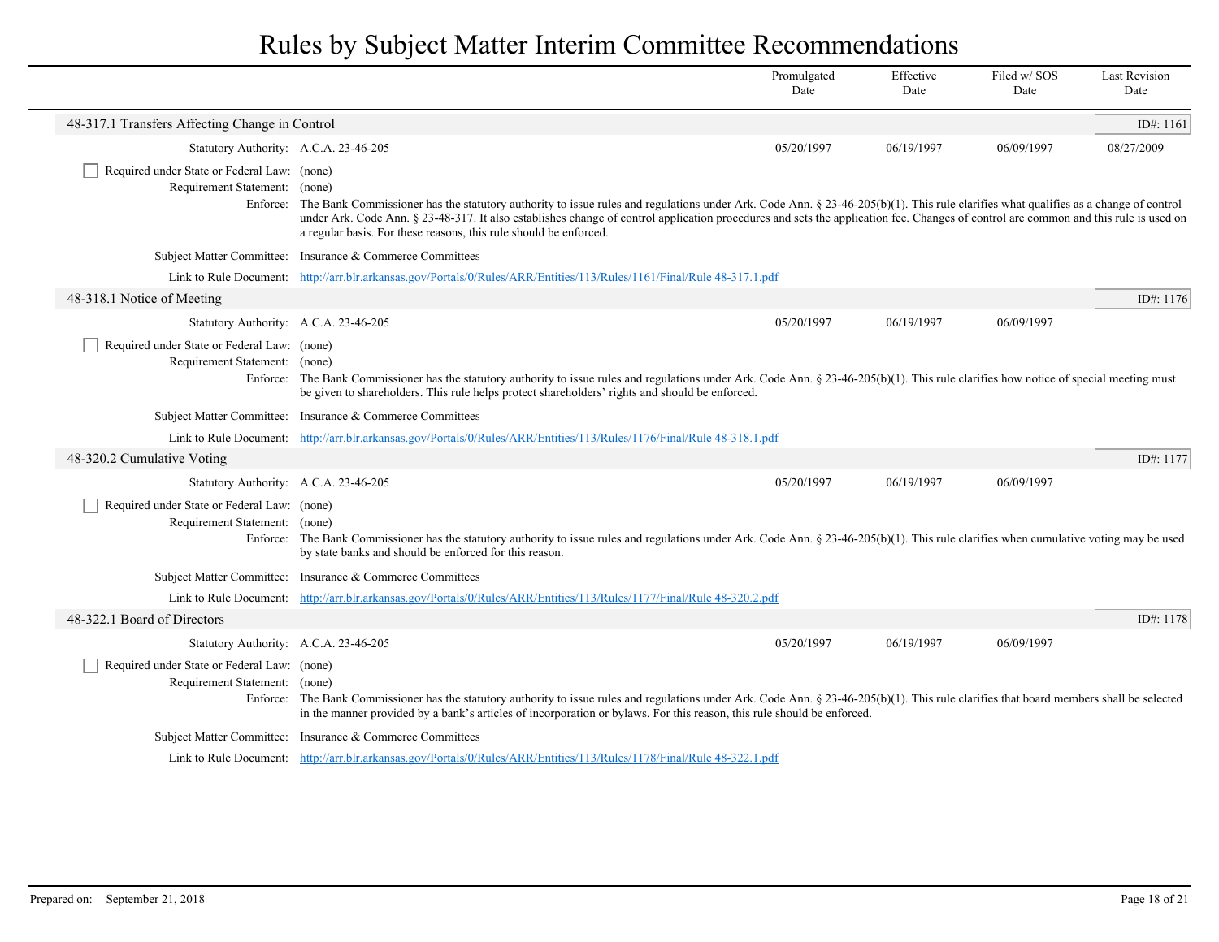# Rules by Subject Matter Interim Committee Recommendations

| | Promulgated Date | Effective Date | Filed w/ SOS Date | Last Revision Date |
|---|---|---|---|---|

## 48-317.1 Transfers Affecting Change in Control

ID#: 1161

| | Promulgated Date | Effective Date | Filed w/ SOS Date | Last Revision Date |
|---|---|---|---|---|
| Statutory Authority: A.C.A. 23-46-205 | 05/20/1997 | 06/19/1997 | 06/09/1997 | 08/27/2009 |

☐ Required under State or Federal Law: (none)

Requirement Statement: (none)

Enforce: The Bank Commissioner has the statutory authority to issue rules and regulations under Ark. Code Ann. § 23-46-205(b)(1). This rule clarifies what qualifies as a change of control under Ark. Code Ann. § 23-48-317. It also establishes change of control application procedures and sets the application fee. Changes of control are common and this rule is used on a regular basis. For these reasons, this rule should be enforced.

Subject Matter Committee: Insurance & Commerce Committees

Link to Rule Document: http://arr.blr.arkansas.gov/Portals/0/Rules/ARR/Entities/113/Rules/1161/Final/Rule 48-317.1.pdf

## 48-318.1 Notice of Meeting

ID#: 1176

| | Promulgated Date | Effective Date | Filed w/ SOS Date | Last Revision Date |
|---|---|---|---|---|
| Statutory Authority: A.C.A. 23-46-205 | 05/20/1997 | 06/19/1997 | 06/09/1997 | |

☐ Required under State or Federal Law: (none)

Requirement Statement: (none)

Enforce: The Bank Commissioner has the statutory authority to issue rules and regulations under Ark. Code Ann. § 23-46-205(b)(1). This rule clarifies how notice of special meeting must be given to shareholders. This rule helps protect shareholders' rights and should be enforced.

Subject Matter Committee: Insurance & Commerce Committees

Link to Rule Document: http://arr.blr.arkansas.gov/Portals/0/Rules/ARR/Entities/113/Rules/1176/Final/Rule 48-318.1.pdf

## 48-320.2 Cumulative Voting

ID#: 1177

| | Promulgated Date | Effective Date | Filed w/ SOS Date | Last Revision Date |
|---|---|---|---|---|
| Statutory Authority: A.C.A. 23-46-205 | 05/20/1997 | 06/19/1997 | 06/09/1997 | |

☐ Required under State or Federal Law: (none)

Requirement Statement: (none)

Enforce: The Bank Commissioner has the statutory authority to issue rules and regulations under Ark. Code Ann. § 23-46-205(b)(1). This rule clarifies when cumulative voting may be used by state banks and should be enforced for this reason.

Subject Matter Committee: Insurance & Commerce Committees

Link to Rule Document: http://arr.blr.arkansas.gov/Portals/0/Rules/ARR/Entities/113/Rules/1177/Final/Rule 48-320.2.pdf

## 48-322.1 Board of Directors

ID#: 1178

| | Promulgated Date | Effective Date | Filed w/ SOS Date | Last Revision Date |
|---|---|---|---|---|
| Statutory Authority: A.C.A. 23-46-205 | 05/20/1997 | 06/19/1997 | 06/09/1997 | |

☐ Required under State or Federal Law: (none)

Requirement Statement: (none)

Enforce: The Bank Commissioner has the statutory authority to issue rules and regulations under Ark. Code Ann. § 23-46-205(b)(1). This rule clarifies that board members shall be selected in the manner provided by a bank's articles of incorporation or bylaws. For this reason, this rule should be enforced.

Subject Matter Committee: Insurance & Commerce Committees

Link to Rule Document: http://arr.blr.arkansas.gov/Portals/0/Rules/ARR/Entities/113/Rules/1178/Final/Rule 48-322.1.pdf

Prepared on: September 21, 2018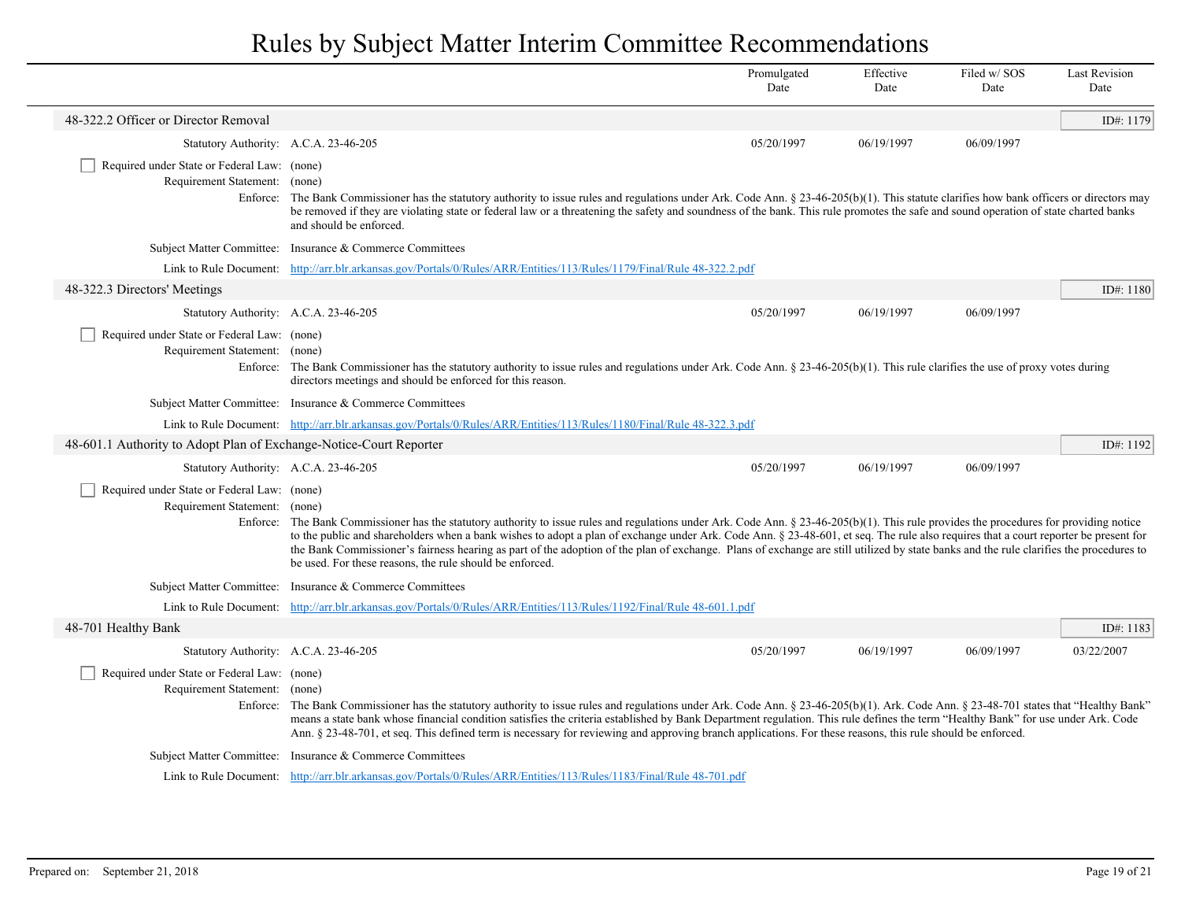# Rules by Subject Matter Interim Committee Recommendations

| | Promulgated Date | Effective Date | Filed w/ SOS Date | Last Revision Date |
|---|---|---|---|---|

## 48-322.2 Officer or Director Removal

ID#: 1179

| | Promulgated Date | Effective Date | Filed w/ SOS Date | Last Revision Date |
|---|---|---|---|---|
| Statutory Authority: A.C.A. 23-46-205 | 05/20/1997 | 06/19/1997 | 06/09/1997 | |

☐ Required under State or Federal Law: (none)

Requirement Statement: (none)

Enforce: The Bank Commissioner has the statutory authority to issue rules and regulations under Ark. Code Ann. § 23-46-205(b)(1). This statute clarifies how bank officers or directors may be removed if they are violating state or federal law or a threatening the safety and soundness of the bank. This rule promotes the safe and sound operation of state charted banks and should be enforced.

Subject Matter Committee: Insurance & Commerce Committees

Link to Rule Document: [http://arr.blr.arkansas.gov/Portals/0/Rules/ARR/Entities/113/Rules/1179/Final/Rule 48-322.2.pdf](http://arr.blr.arkansas.gov/Portals/0/Rules/ARR/Entities/113/Rules/1179/Final/Rule 48-322.2.pdf)

## 48-322.3 Directors' Meetings

ID#: 1180

| | Promulgated Date | Effective Date | Filed w/ SOS Date | Last Revision Date |
|---|---|---|---|---|
| Statutory Authority: A.C.A. 23-46-205 | 05/20/1997 | 06/19/1997 | 06/09/1997 | |

☐ Required under State or Federal Law: (none)

Requirement Statement: (none)

Enforce: The Bank Commissioner has the statutory authority to issue rules and regulations under Ark. Code Ann. § 23-46-205(b)(1). This rule clarifies the use of proxy votes during directors meetings and should be enforced for this reason.

Subject Matter Committee: Insurance & Commerce Committees

Link to Rule Document: [http://arr.blr.arkansas.gov/Portals/0/Rules/ARR/Entities/113/Rules/1180/Final/Rule 48-322.3.pdf](http://arr.blr.arkansas.gov/Portals/0/Rules/ARR/Entities/113/Rules/1180/Final/Rule 48-322.3.pdf)

## 48-601.1 Authority to Adopt Plan of Exchange-Notice-Court Reporter

ID#: 1192

| | Promulgated Date | Effective Date | Filed w/ SOS Date | Last Revision Date |
|---|---|---|---|---|
| Statutory Authority: A.C.A. 23-46-205 | 05/20/1997 | 06/19/1997 | 06/09/1997 | |

☐ Required under State or Federal Law: (none)

Requirement Statement: (none)

Enforce: The Bank Commissioner has the statutory authority to issue rules and regulations under Ark. Code Ann. § 23-46-205(b)(1). This rule provides the procedures for providing notice to the public and shareholders when a bank wishes to adopt a plan of exchange under Ark. Code Ann. § 23-48-601, et seq. The rule also requires that a court reporter be present for the Bank Commissioner's fairness hearing as part of the adoption of the plan of exchange. Plans of exchange are still utilized by state banks and the rule clarifies the procedures to be used. For these reasons, the rule should be enforced.

Subject Matter Committee: Insurance & Commerce Committees

Link to Rule Document: [http://arr.blr.arkansas.gov/Portals/0/Rules/ARR/Entities/113/Rules/1192/Final/Rule 48-601.1.pdf](http://arr.blr.arkansas.gov/Portals/0/Rules/ARR/Entities/113/Rules/1192/Final/Rule 48-601.1.pdf)

## 48-701 Healthy Bank

ID#: 1183

| | Promulgated Date | Effective Date | Filed w/ SOS Date | Last Revision Date |
|---|---|---|---|---|
| Statutory Authority: A.C.A. 23-46-205 | 05/20/1997 | 06/19/1997 | 06/09/1997 | 03/22/2007 |

☐ Required under State or Federal Law: (none)

Requirement Statement: (none)

Enforce: The Bank Commissioner has the statutory authority to issue rules and regulations under Ark. Code Ann. § 23-46-205(b)(1). Ark. Code Ann. § 23-48-701 states that "Healthy Bank" means a state bank whose financial condition satisfies the criteria established by Bank Department regulation. This rule defines the term "Healthy Bank" for use under Ark. Code Ann. § 23-48-701, et seq. This defined term is necessary for reviewing and approving branch applications. For these reasons, this rule should be enforced.

Subject Matter Committee: Insurance & Commerce Committees

Link to Rule Document: [http://arr.blr.arkansas.gov/Portals/0/Rules/ARR/Entities/113/Rules/1183/Final/Rule 48-701.pdf](http://arr.blr.arkansas.gov/Portals/0/Rules/ARR/Entities/113/Rules/1183/Final/Rule 48-701.pdf)

Prepared on: September 21, 2018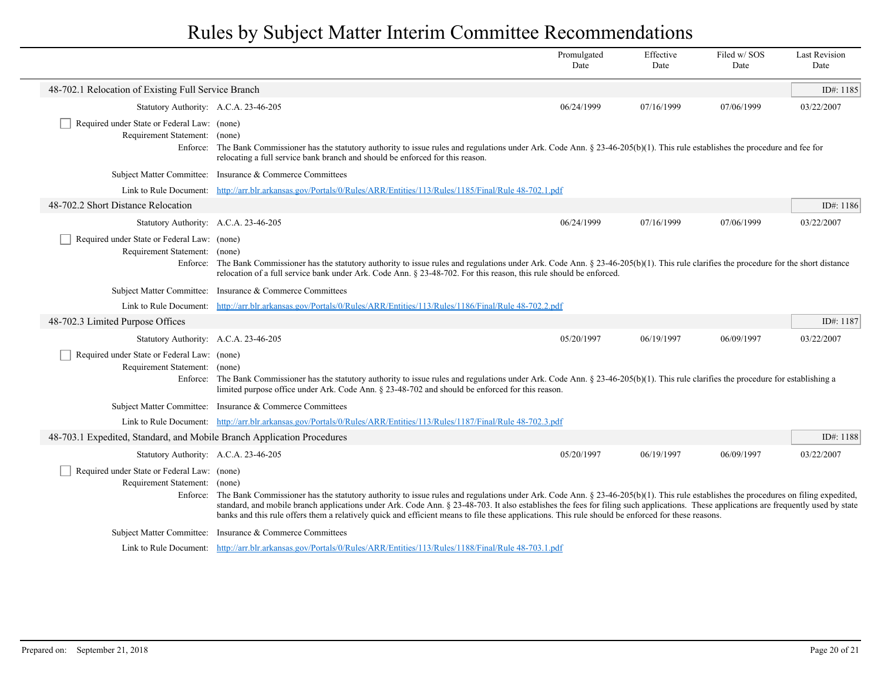# Rules by Subject Matter Interim Committee Recommendations

| | Promulgated Date | Effective Date | Filed w/ SOS Date | Last Revision Date |
|---|---|---|---|---|

## 48-702.1 Relocation of Existing Full Service Branch

ID#: 1185

| | Promulgated Date | Effective Date | Filed w/ SOS Date | Last Revision Date |
|---|---|---|---|---|
| Statutory Authority: A.C.A. 23-46-205 | 06/24/1999 | 07/16/1999 | 07/06/1999 | 03/22/2007 |

- [ ] Required under State or Federal Law: (none)

Requirement Statement: (none)

Enforce: The Bank Commissioner has the statutory authority to issue rules and regulations under Ark. Code Ann. § 23-46-205(b)(1). This rule establishes the procedure and fee for relocating a full service bank branch and should be enforced for this reason.

Subject Matter Committee: Insurance & Commerce Committees

Link to Rule Document: [http://arr.blr.arkansas.gov/Portals/0/Rules/ARR/Entities/113/Rules/1185/Final/Rule 48-702.1.pdf](http://arr.blr.arkansas.gov/Portals/0/Rules/ARR/Entities/113/Rules/1185/Final/Rule 48-702.1.pdf)

## 48-702.2 Short Distance Relocation

ID#: 1186

| | Promulgated Date | Effective Date | Filed w/ SOS Date | Last Revision Date |
|---|---|---|---|---|
| Statutory Authority: A.C.A. 23-46-205 | 06/24/1999 | 07/16/1999 | 07/06/1999 | 03/22/2007 |

- [ ] Required under State or Federal Law: (none)

Requirement Statement: (none)

Enforce: The Bank Commissioner has the statutory authority to issue rules and regulations under Ark. Code Ann. § 23-46-205(b)(1). This rule clarifies the procedure for the short distance relocation of a full service bank under Ark. Code Ann. § 23-48-702. For this reason, this rule should be enforced.

Subject Matter Committee: Insurance & Commerce Committees

Link to Rule Document: [http://arr.blr.arkansas.gov/Portals/0/Rules/ARR/Entities/113/Rules/1186/Final/Rule 48-702.2.pdf](http://arr.blr.arkansas.gov/Portals/0/Rules/ARR/Entities/113/Rules/1186/Final/Rule 48-702.2.pdf)

## 48-702.3 Limited Purpose Offices

ID#: 1187

| | Promulgated Date | Effective Date | Filed w/ SOS Date | Last Revision Date |
|---|---|---|---|---|
| Statutory Authority: A.C.A. 23-46-205 | 05/20/1997 | 06/19/1997 | 06/09/1997 | 03/22/2007 |

- [ ] Required under State or Federal Law: (none)

Requirement Statement: (none)

Enforce: The Bank Commissioner has the statutory authority to issue rules and regulations under Ark. Code Ann. § 23-46-205(b)(1). This rule clarifies the procedure for establishing a limited purpose office under Ark. Code Ann. § 23-48-702 and should be enforced for this reason.

Subject Matter Committee: Insurance & Commerce Committees

Link to Rule Document: [http://arr.blr.arkansas.gov/Portals/0/Rules/ARR/Entities/113/Rules/1187/Final/Rule 48-702.3.pdf](http://arr.blr.arkansas.gov/Portals/0/Rules/ARR/Entities/113/Rules/1187/Final/Rule 48-702.3.pdf)

## 48-703.1 Expedited, Standard, and Mobile Branch Application Procedures

ID#: 1188

| | Promulgated Date | Effective Date | Filed w/ SOS Date | Last Revision Date |
|---|---|---|---|---|
| Statutory Authority: A.C.A. 23-46-205 | 05/20/1997 | 06/19/1997 | 06/09/1997 | 03/22/2007 |

- [ ] Required under State or Federal Law: (none)

Requirement Statement: (none)

Enforce: The Bank Commissioner has the statutory authority to issue rules and regulations under Ark. Code Ann. § 23-46-205(b)(1). This rule establishes the procedures on filing expedited, standard, and mobile branch applications under Ark. Code Ann. § 23-48-703. It also establishes the fees for filing such applications. These applications are frequently used by state banks and this rule offers them a relatively quick and efficient means to file these applications. This rule should be enforced for these reasons.

Subject Matter Committee: Insurance & Commerce Committees

Link to Rule Document: [http://arr.blr.arkansas.gov/Portals/0/Rules/ARR/Entities/113/Rules/1188/Final/Rule 48-703.1.pdf](http://arr.blr.arkansas.gov/Portals/0/Rules/ARR/Entities/113/Rules/1188/Final/Rule 48-703.1.pdf)

Prepared on: September 21, 2018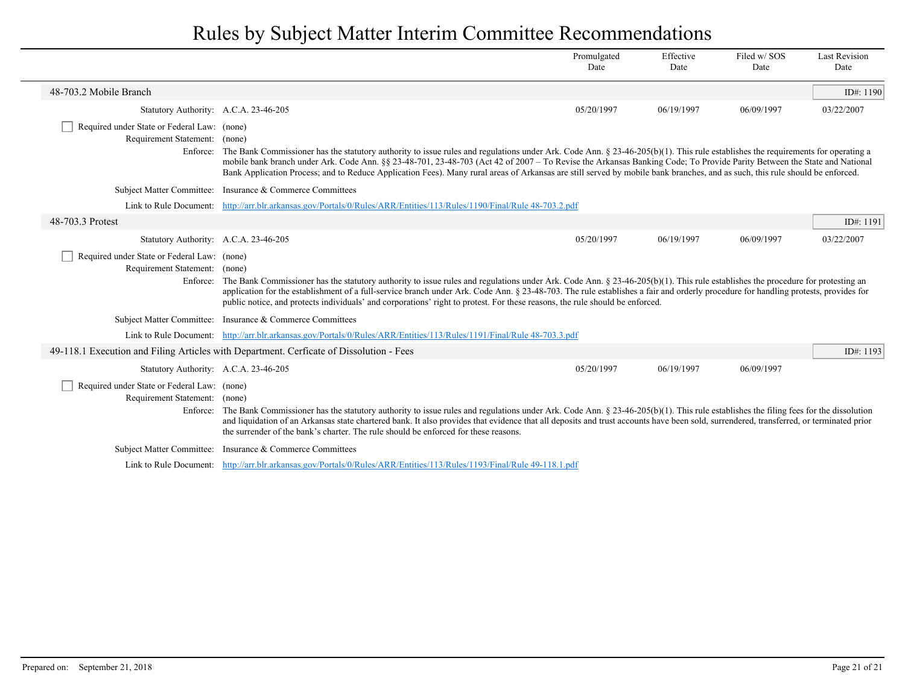# Rules by Subject Matter Interim Committee Recommendations

| | Promulgated Date | Effective Date | Filed w/ SOS Date | Last Revision Date |
|---|---|---|---|---|

## 48-703.2 Mobile Branch

ID#: 1190

| | Promulgated Date | Effective Date | Filed w/ SOS Date | Last Revision Date |
|---|---|---|---|---|
| Statutory Authority: A.C.A. 23-46-205 | 05/20/1997 | 06/19/1997 | 06/09/1997 | 03/22/2007 |

☐ Required under State or Federal Law: (none)

Requirement Statement: (none)

Enforce: The Bank Commissioner has the statutory authority to issue rules and regulations under Ark. Code Ann. § 23-46-205(b)(1). This rule establishes the requirements for operating a mobile bank branch under Ark. Code Ann. §§ 23-48-701, 23-48-703 (Act 42 of 2007 – To Revise the Arkansas Banking Code; To Provide Parity Between the State and National Bank Application Process; and to Reduce Application Fees). Many rural areas of Arkansas are still served by mobile bank branches, and as such, this rule should be enforced.

Subject Matter Committee: Insurance & Commerce Committees

Link to Rule Document: [http://arr.blr.arkansas.gov/Portals/0/Rules/ARR/Entities/113/Rules/1190/Final/Rule 48-703.2.pdf](http://arr.blr.arkansas.gov/Portals/0/Rules/ARR/Entities/113/Rules/1190/Final/Rule 48-703.2.pdf)

## 48-703.3 Protest

ID#: 1191

| | Promulgated Date | Effective Date | Filed w/ SOS Date | Last Revision Date |
|---|---|---|---|---|
| Statutory Authority: A.C.A. 23-46-205 | 05/20/1997 | 06/19/1997 | 06/09/1997 | 03/22/2007 |

☐ Required under State or Federal Law: (none)

Requirement Statement: (none)

Enforce: The Bank Commissioner has the statutory authority to issue rules and regulations under Ark. Code Ann. § 23-46-205(b)(1). This rule establishes the procedure for protesting an application for the establishment of a full-service branch under Ark. Code Ann. § 23-48-703. The rule establishes a fair and orderly procedure for handling protests, provides for public notice, and protects individuals' and corporations' right to protest. For these reasons, the rule should be enforced.

Subject Matter Committee: Insurance & Commerce Committees

Link to Rule Document: [http://arr.blr.arkansas.gov/Portals/0/Rules/ARR/Entities/113/Rules/1191/Final/Rule 48-703.3.pdf](http://arr.blr.arkansas.gov/Portals/0/Rules/ARR/Entities/113/Rules/1191/Final/Rule 48-703.3.pdf)

## 49-118.1 Execution and Filing Articles with Department. Cerficate of Dissolution - Fees

ID#: 1193

| | Promulgated Date | Effective Date | Filed w/ SOS Date | Last Revision Date |
|---|---|---|---|---|
| Statutory Authority: A.C.A. 23-46-205 | 05/20/1997 | 06/19/1997 | 06/09/1997 | |

☐ Required under State or Federal Law: (none)

Requirement Statement: (none)

Enforce: The Bank Commissioner has the statutory authority to issue rules and regulations under Ark. Code Ann. § 23-46-205(b)(1). This rule establishes the filing fees for the dissolution and liquidation of an Arkansas state chartered bank. It also provides that evidence that all deposits and trust accounts have been sold, surrendered, transferred, or terminated prior the surrender of the bank's charter. The rule should be enforced for these reasons.

Subject Matter Committee: Insurance & Commerce Committees

Link to Rule Document: [http://arr.blr.arkansas.gov/Portals/0/Rules/ARR/Entities/113/Rules/1193/Final/Rule 49-118.1.pdf](http://arr.blr.arkansas.gov/Portals/0/Rules/ARR/Entities/113/Rules/1193/Final/Rule 49-118.1.pdf)

Prepared on: September 21, 2018